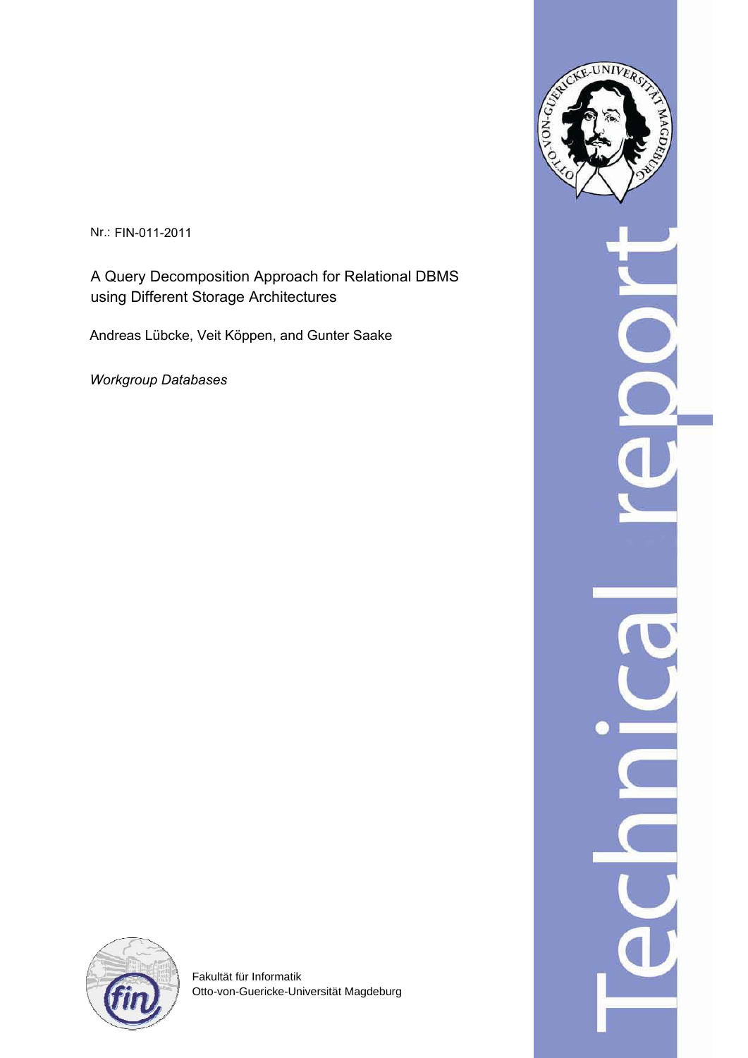Nr.: FIN-011-2011

# A Query Decomposition Approach for Relational DBMS using Different Storage Architectures

Andreas Lübcke, Veit Köppen, and Gunter Saake

*Workgroup Databases*

Fakultät für Informatik
Otto-von-Guericke-Universität Magdeburg

Technical report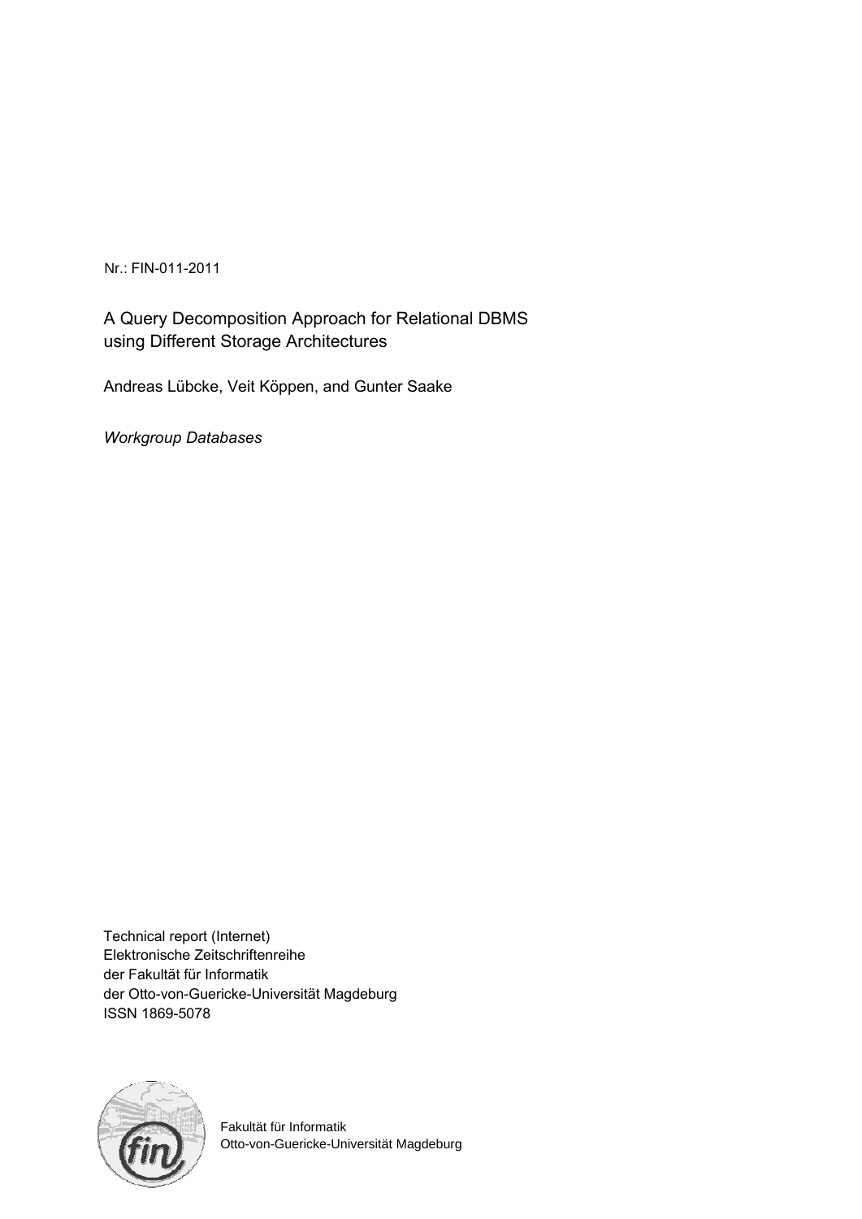Nr.: FIN-011-2011

# A Query Decomposition Approach for Relational DBMS using Different Storage Architectures

Andreas Lübcke, Veit Köppen, and Gunter Saake

*Workgroup Databases*

Technical report (Internet)
Elektronische Zeitschriftenreihe
der Fakultät für Informatik
der Otto-von-Guericke-Universität Magdeburg
ISSN 1869-5078

Fakultät für Informatik
Otto-von-Guericke-Universität Magdeburg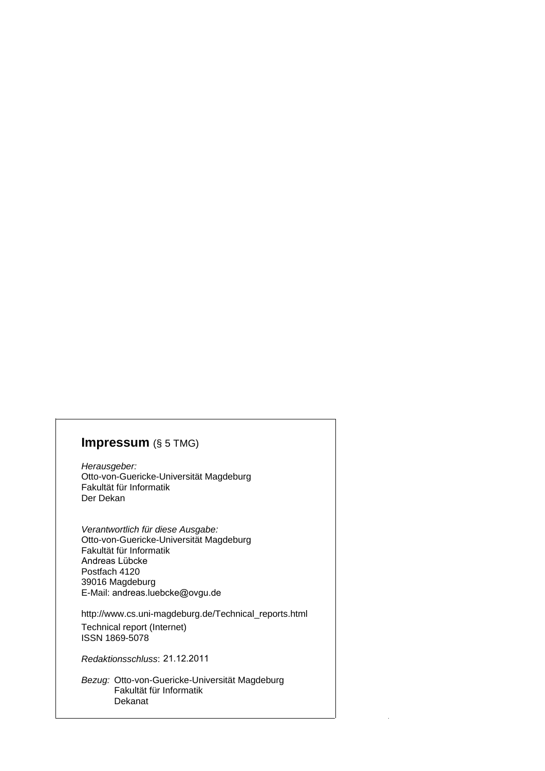## **Impressum** (§ 5 TMG)

*Herausgeber:*
Otto-von-Guericke-Universität Magdeburg
Fakultät für Informatik
Der Dekan

*Verantwortlich für diese Ausgabe:*
Otto-von-Guericke-Universität Magdeburg
Fakultät für Informatik
Andreas Lübcke
Postfach 4120
39016 Magdeburg
E-Mail: andreas.luebcke@ovgu.de

http://www.cs.uni-magdeburg.de/Technical_reports.html
Technical report (Internet)
ISSN 1869-5078

*Redaktionsschluss*: 21.12.2011

*Bezug:* Otto-von-Guericke-Universität Magdeburg
Fakultät für Informatik
Dekanat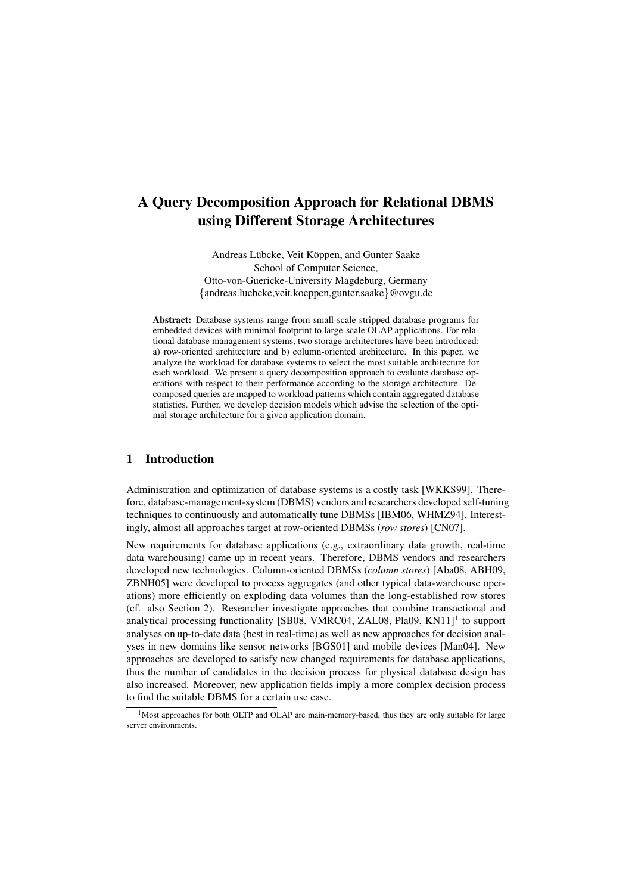# A Query Decomposition Approach for Relational DBMS using Different Storage Architectures

Andreas Lübcke, Veit Köppen, and Gunter Saake
School of Computer Science,
Otto-von-Guericke-University Magdeburg, Germany
{andreas.luebcke,veit.koeppen,gunter.saake}@ovgu.de

**Abstract:** Database systems range from small-scale stripped database programs for embedded devices with minimal footprint to large-scale OLAP applications. For relational database management systems, two storage architectures have been introduced: a) row-oriented architecture and b) column-oriented architecture. In this paper, we analyze the workload for database systems to select the most suitable architecture for each workload. We present a query decomposition approach to evaluate database operations with respect to their performance according to the storage architecture. Decomposed queries are mapped to workload patterns which contain aggregated database statistics. Further, we develop decision models which advise the selection of the optimal storage architecture for a given application domain.

## 1 Introduction

Administration and optimization of database systems is a costly task [WKKS99]. Therefore, database-management-system (DBMS) vendors and researchers developed self-tuning techniques to continuously and automatically tune DBMSs [IBM06, WHMZ94]. Interestingly, almost all approaches target at row-oriented DBMSs (*row stores*) [CN07].

New requirements for database applications (e.g., extraordinary data growth, real-time data warehousing) came up in recent years. Therefore, DBMS vendors and researchers developed new technologies. Column-oriented DBMSs (*column stores*) [Aba08, ABH09, ZBNH05] were developed to process aggregates (and other typical data-warehouse operations) more efficiently on exploding data volumes than the long-established row stores (cf. also Section 2). Researcher investigate approaches that combine transactional and analytical processing functionality [SB08, VMRC04, ZAL08, Pla09, KN11][1] to support analyses on up-to-date data (best in real-time) as well as new approaches for decision analyses in new domains like sensor networks [BGS01] and mobile devices [Man04]. New approaches are developed to satisfy new changed requirements for database applications, thus the number of candidates in the decision process for physical database design has also increased. Moreover, new application fields imply a more complex decision process to find the suitable DBMS for a certain use case.

[1] Most approaches for both OLTP and OLAP are main-memory-based, thus they are only suitable for large server environments.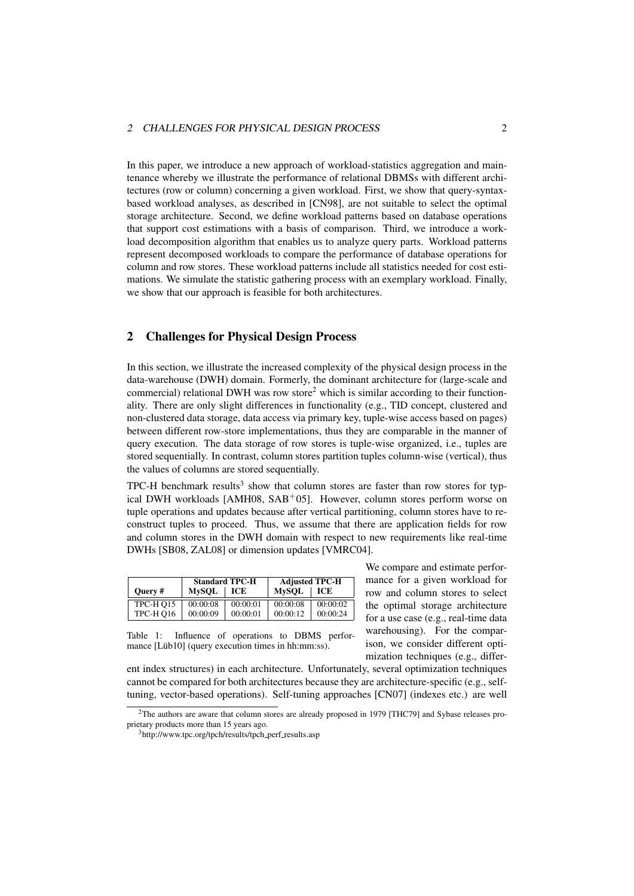In this paper, we introduce a new approach of workload-statistics aggregation and maintenance whereby we illustrate the performance of relational DBMSs with different architectures (row or column) concerning a given workload. First, we show that query-syntax-based workload analyses, as described in [CN98], are not suitable to select the optimal storage architecture. Second, we define workload patterns based on database operations that support cost estimations with a basis of comparison. Third, we introduce a workload decomposition algorithm that enables us to analyze query parts. Workload patterns represent decomposed workloads to compare the performance of database operations for column and row stores. These workload patterns include all statistics needed for cost estimations. We simulate the statistic gathering process with an exemplary workload. Finally, we show that our approach is feasible for both architectures.

## 2 Challenges for Physical Design Process

In this section, we illustrate the increased complexity of the physical design process in the data-warehouse (DWH) domain. Formerly, the dominant architecture for (large-scale and commercial) relational DWH was row store[2] which is similar according to their functionality. There are only slight differences in functionality (e.g., TID concept, clustered and non-clustered data storage, data access via primary key, tuple-wise access based on pages) between different row-store implementations, thus they are comparable in the manner of query execution. The data storage of row stores is tuple-wise organized, i.e., tuples are stored sequentially. In contrast, column stores partition tuples column-wise (vertical), thus the values of columns are stored sequentially.

TPC-H benchmark results[3] show that column stores are faster than row stores for typical DWH workloads [AMH08, SAB+05]. However, column stores perform worse on tuple operations and updates because after vertical partitioning, column stores have to reconstruct tuples to proceed. Thus, we assume that there are application fields for row and column stores in the DWH domain with respect to new requirements like real-time DWHs [SB08, ZAL08] or dimension updates [VMRC04].

| Query # | Standard TPC-H | | Adjusted TPC-H | |
|---|---|---|---|---|
| | MySQL | ICE | MySQL | ICE |
| TPC-H Q15 | 00:00:08 | 00:00:01 | 00:00:08 | 00:00:02 |
| TPC-H Q16 | 00:00:09 | 00:00:01 | 00:00:12 | 00:00:24 |

Table 1: Influence of operations to DBMS performance [Lüb10] (query execution times in hh:mm:ss).

We compare and estimate performance for a given workload for row and column stores to select the optimal storage architecture for a use case (e.g., real-time data warehousing). For the comparison, we consider different optimization techniques (e.g., different index structures) in each architecture. Unfortunately, several optimization techniques cannot be compared for both architectures because they are architecture-specific (e.g., self-tuning, vector-based operations). Self-tuning approaches [CN07] (indexes etc.) are well

[2] The authors are aware that column stores are already proposed in 1979 [THC79] and Sybase releases proprietary products more than 15 years ago.

[3] http://www.tpc.org/tpch/results/tpch_perf_results.asp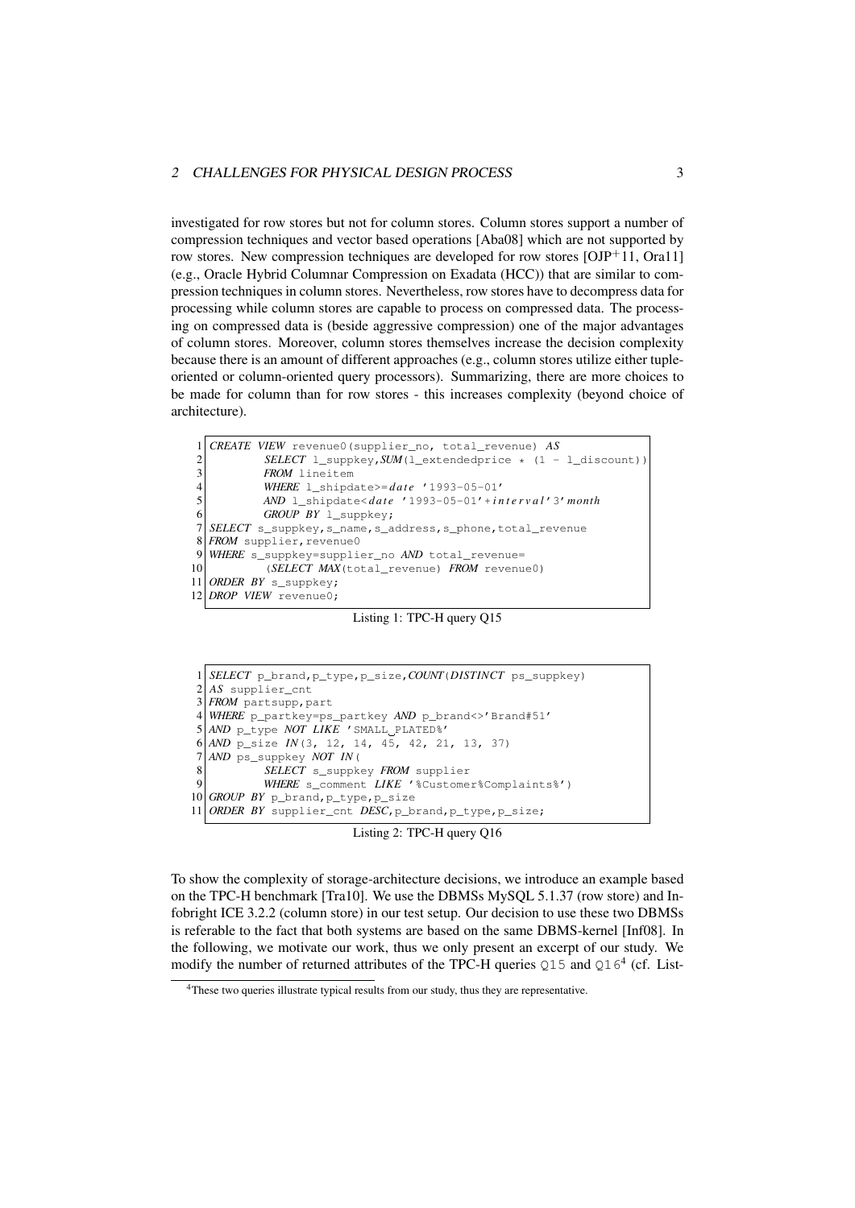investigated for row stores but not for column stores. Column stores support a number of compression techniques and vector based operations [Aba08] which are not supported by row stores. New compression techniques are developed for row stores [OJP+11, Ora11] (e.g., Oracle Hybrid Columnar Compression on Exadata (HCC)) that are similar to compression techniques in column stores. Nevertheless, row stores have to decompress data for processing while column stores are capable to process on compressed data. The processing on compressed data is (beside aggressive compression) one of the major advantages of column stores. Moreover, column stores themselves increase the decision complexity because there is an amount of different approaches (e.g., column stores utilize either tuple-oriented or column-oriented query processors). Summarizing, there are more choices to be made for column than for row stores - this increases complexity (beyond choice of architecture).

```
 1 CREATE VIEW revenue0(supplier_no, total_revenue) AS
 2         SELECT l_suppkey,SUM(l_extendedprice * (1 - l_discount))
 3         FROM lineitem
 4         WHERE l_shipdate>=date '1993-05-01'
 5         AND l_shipdate<date '1993-05-01'+interval'3' month
 6         GROUP BY l_suppkey;
 7 SELECT s_suppkey,s_name,s_address,s_phone,total_revenue
 8 FROM supplier,revenue0
 9 WHERE s_suppkey=supplier_no AND total_revenue=
10         (SELECT MAX(total_revenue) FROM revenue0)
11 ORDER BY s_suppkey;
12 DROP VIEW revenue0;
```

Listing 1: TPC-H query Q15

```
 1 SELECT p_brand,p_type,p_size,COUNT(DISTINCT ps_suppkey)
 2 AS supplier_cnt
 3 FROM partsupp,part
 4 WHERE p_partkey=ps_partkey AND p_brand<>'Brand#51'
 5 AND p_type NOT LIKE 'SMALL PLATED%'
 6 AND p_size IN(3, 12, 14, 45, 42, 21, 13, 37)
 7 AND ps_suppkey NOT IN(
 8         SELECT s_suppkey FROM supplier
 9         WHERE s_comment LIKE '%Customer%Complaints%')
10 GROUP BY p_brand,p_type,p_size
11 ORDER BY supplier_cnt DESC,p_brand,p_type,p_size;
```

Listing 2: TPC-H query Q16

To show the complexity of storage-architecture decisions, we introduce an example based on the TPC-H benchmark [Tra10]. We use the DBMSs MySQL 5.1.37 (row store) and Infobright ICE 3.2.2 (column store) in our test setup. Our decision to use these two DBMSs is referable to the fact that both systems are based on the same DBMS-kernel [Inf08]. In the following, we motivate our work, thus we only present an excerpt of our study. We modify the number of returned attributes of the TPC-H queries Q15 and Q16[4] (cf. List-

[4] These two queries illustrate typical results from our study, thus they are representative.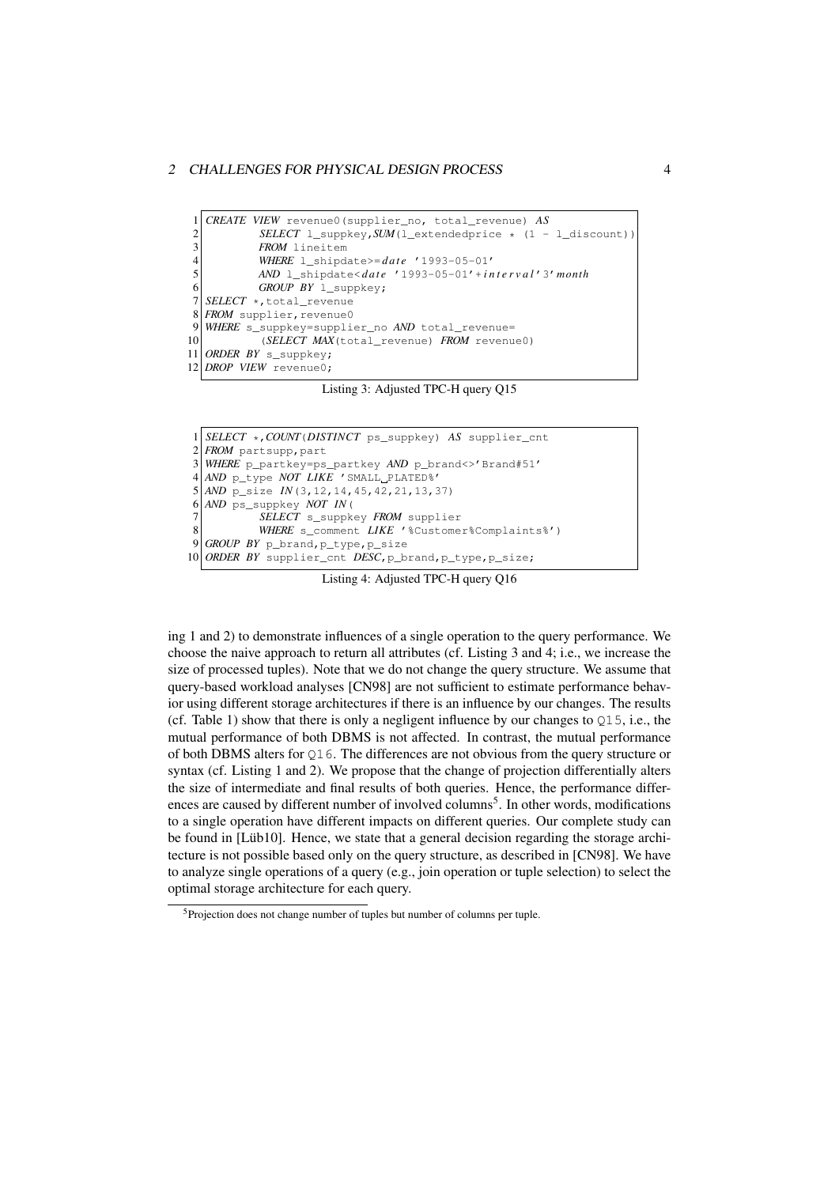```sql
CREATE VIEW revenue0(supplier_no, total_revenue) AS
        SELECT l_suppkey,SUM(l_extendedprice * (1 - l_discount))
        FROM lineitem
        WHERE l_shipdate>=date '1993-05-01'
        AND l_shipdate<date '1993-05-01'+interval'3'month
        GROUP BY l_suppkey;
SELECT *,total_revenue
FROM supplier,revenue0
WHERE s_suppkey=supplier_no AND total_revenue=
        (SELECT MAX(total_revenue) FROM revenue0)
ORDER BY s_suppkey;
DROP VIEW revenue0;
```

Listing 3: Adjusted TPC-H query Q15

```sql
SELECT *,COUNT(DISTINCT ps_suppkey) AS supplier_cnt
FROM partsupp,part
WHERE p_partkey=ps_partkey AND p_brand<>'Brand#51'
AND p_type NOT LIKE 'SMALL PLATED%'
AND p_size IN(3,12,14,45,42,21,13,37)
AND ps_suppkey NOT IN(
        SELECT s_suppkey FROM supplier
        WHERE s_comment LIKE '%Customer%Complaints%')
GROUP BY p_brand,p_type,p_size
ORDER BY supplier_cnt DESC,p_brand,p_type,p_size;
```

Listing 4: Adjusted TPC-H query Q16

ing 1 and 2) to demonstrate influences of a single operation to the query performance. We choose the naive approach to return all attributes (cf. Listing 3 and 4; i.e., we increase the size of processed tuples). Note that we do not change the query structure. We assume that query-based workload analyses [CN98] are not sufficient to estimate performance behavior using different storage architectures if there is an influence by our changes. The results (cf. Table 1) show that there is only a negligent influence by our changes to Q15, i.e., the mutual performance of both DBMS is not affected. In contrast, the mutual performance of both DBMS alters for Q16. The differences are not obvious from the query structure or syntax (cf. Listing 1 and 2). We propose that the change of projection differentially alters the size of intermediate and final results of both queries. Hence, the performance differences are caused by different number of involved columns[5]. In other words, modifications to a single operation have different impacts on different queries. Our complete study can be found in [Lüb10]. Hence, we state that a general decision regarding the storage architecture is not possible based only on the query structure, as described in [CN98]. We have to analyze single operations of a query (e.g., join operation or tuple selection) to select the optimal storage architecture for each query.

[5]Projection does not change number of tuples but number of columns per tuple.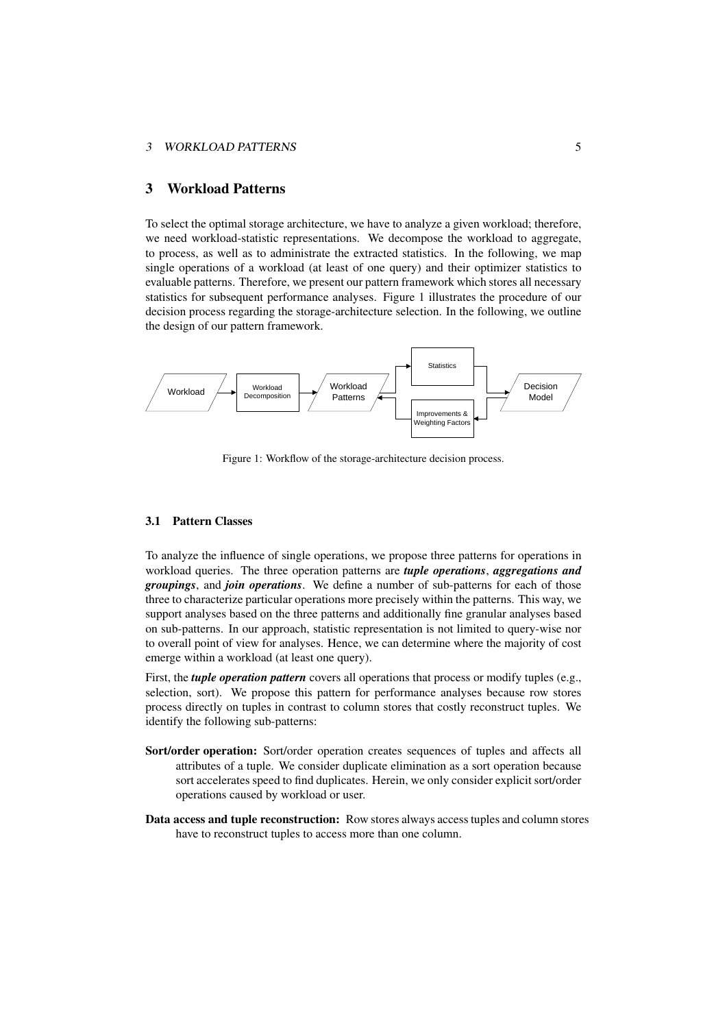## 3 Workload Patterns

To select the optimal storage architecture, we have to analyze a given workload; therefore, we need workload-statistic representations. We decompose the workload to aggregate, to process, as well as to administrate the extracted statistics. In the following, we map single operations of a workload (at least of one query) and their optimizer statistics to evaluable patterns. Therefore, we present our pattern framework which stores all necessary statistics for subsequent performance analyses. Figure 1 illustrates the procedure of our decision process regarding the storage-architecture selection. In the following, we outline the design of our pattern framework.

Figure 1: Workflow of the storage-architecture decision process.

### 3.1 Pattern Classes

To analyze the influence of single operations, we propose three patterns for operations in workload queries. The three operation patterns are ***tuple operations***, ***aggregations and groupings***, and ***join operations***. We define a number of sub-patterns for each of those three to characterize particular operations more precisely within the patterns. This way, we support analyses based on the three patterns and additionally fine granular analyses based on sub-patterns. In our approach, statistic representation is not limited to query-wise nor to overall point of view for analyses. Hence, we can determine where the majority of cost emerge within a workload (at least one query).

First, the ***tuple operation pattern*** covers all operations that process or modify tuples (e.g., selection, sort). We propose this pattern for performance analyses because row stores process directly on tuples in contrast to column stores that costly reconstruct tuples. We identify the following sub-patterns:

**Sort/order operation:** Sort/order operation creates sequences of tuples and affects all attributes of a tuple. We consider duplicate elimination as a sort operation because sort accelerates speed to find duplicates. Herein, we only consider explicit sort/order operations caused by workload or user.

**Data access and tuple reconstruction:** Row stores always access tuples and column stores have to reconstruct tuples to access more than one column.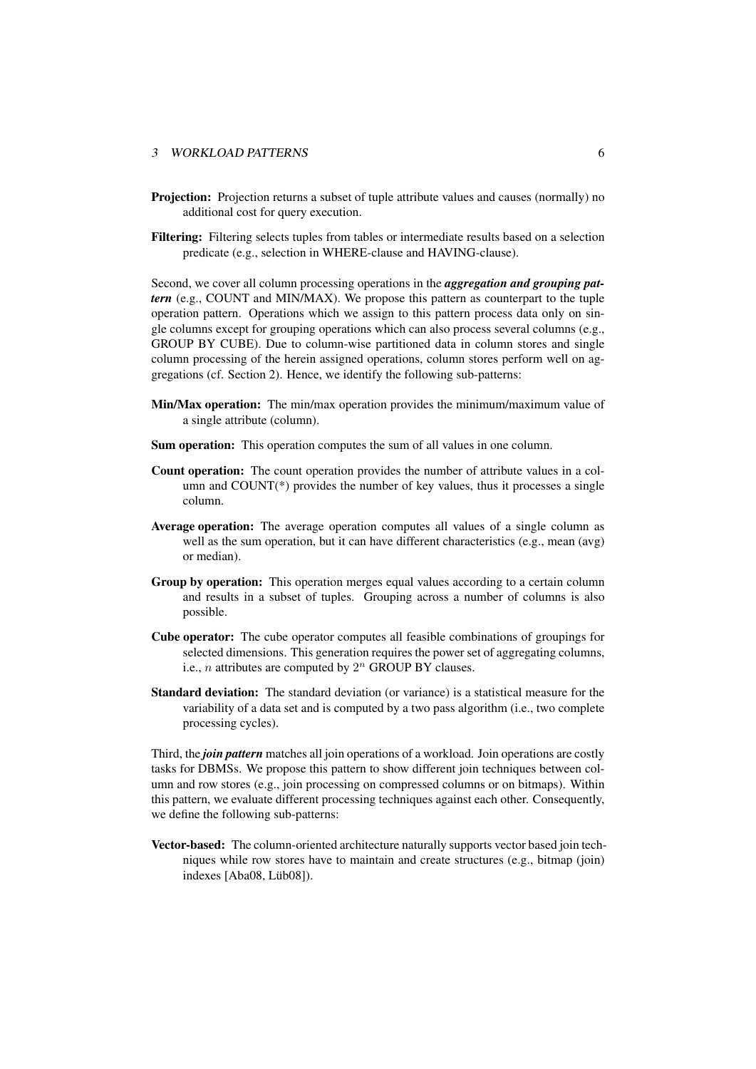**Projection:** Projection returns a subset of tuple attribute values and causes (normally) no additional cost for query execution.

**Filtering:** Filtering selects tuples from tables or intermediate results based on a selection predicate (e.g., selection in WHERE-clause and HAVING-clause).

Second, we cover all column processing operations in the ***aggregation and grouping pattern*** (e.g., COUNT and MIN/MAX). We propose this pattern as counterpart to the tuple operation pattern. Operations which we assign to this pattern process data only on single columns except for grouping operations which can also process several columns (e.g., GROUP BY CUBE). Due to column-wise partitioned data in column stores and single column processing of the herein assigned operations, column stores perform well on aggregations (cf. Section 2). Hence, we identify the following sub-patterns:

**Min/Max operation:** The min/max operation provides the minimum/maximum value of a single attribute (column).

**Sum operation:** This operation computes the sum of all values in one column.

**Count operation:** The count operation provides the number of attribute values in a column and COUNT(*) provides the number of key values, thus it processes a single column.

**Average operation:** The average operation computes all values of a single column as well as the sum operation, but it can have different characteristics (e.g., mean (avg) or median).

**Group by operation:** This operation merges equal values according to a certain column and results in a subset of tuples. Grouping across a number of columns is also possible.

**Cube operator:** The cube operator computes all feasible combinations of groupings for selected dimensions. This generation requires the power set of aggregating columns, i.e., $n$ attributes are computed by $2^n$ GROUP BY clauses.

**Standard deviation:** The standard deviation (or variance) is a statistical measure for the variability of a data set and is computed by a two pass algorithm (i.e., two complete processing cycles).

Third, the ***join pattern*** matches all join operations of a workload. Join operations are costly tasks for DBMSs. We propose this pattern to show different join techniques between column and row stores (e.g., join processing on compressed columns or on bitmaps). Within this pattern, we evaluate different processing techniques against each other. Consequently, we define the following sub-patterns:

**Vector-based:** The column-oriented architecture naturally supports vector based join techniques while row stores have to maintain and create structures (e.g., bitmap (join) indexes [Aba08, Lüb08]).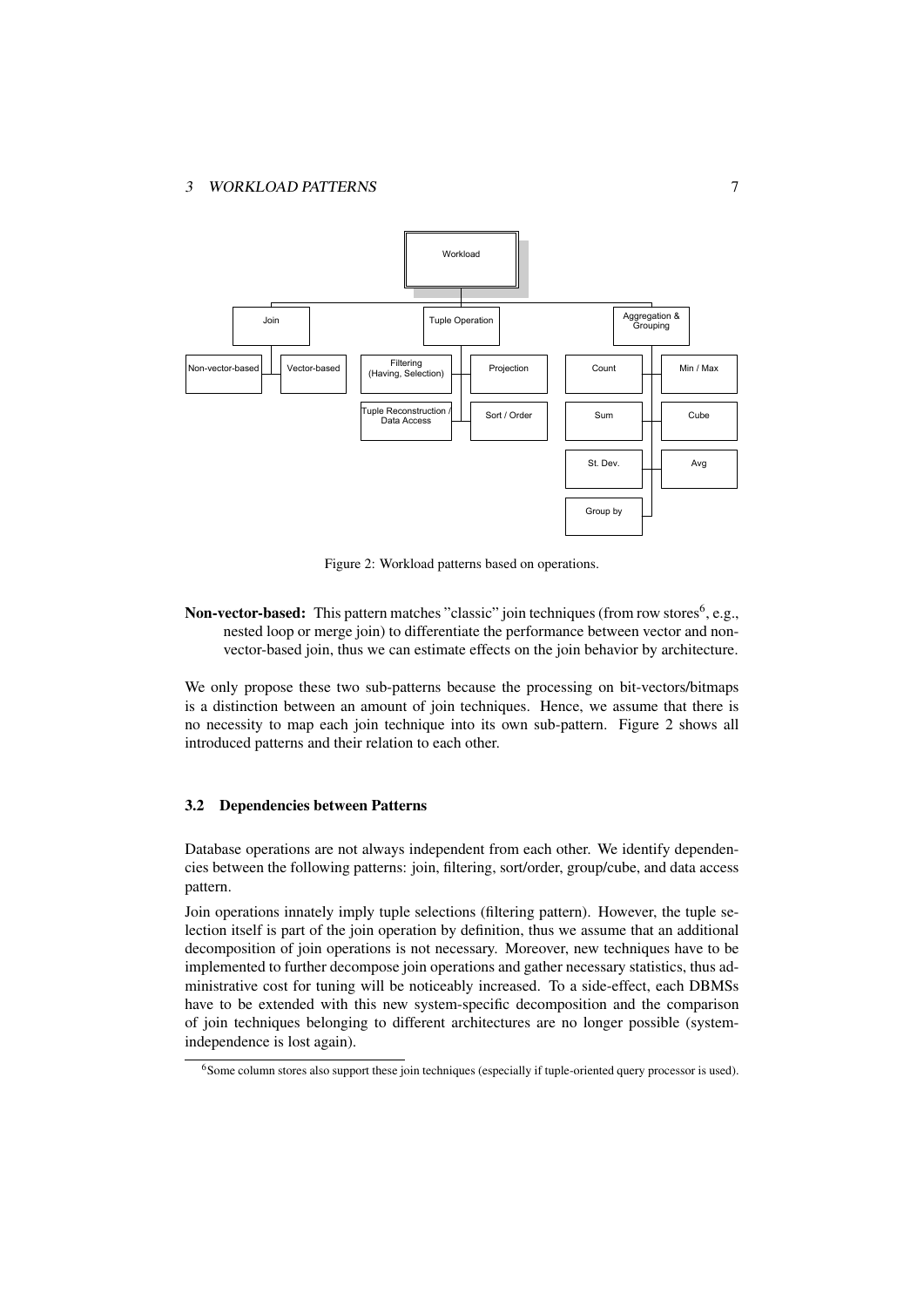Figure 2: Workload patterns based on operations.

**Non-vector-based:** This pattern matches "classic" join techniques (from row stores[6], e.g., nested loop or merge join) to differentiate the performance between vector and non-vector-based join, thus we can estimate effects on the join behavior by architecture.

We only propose these two sub-patterns because the processing on bit-vectors/bitmaps is a distinction between an amount of join techniques. Hence, we assume that there is no necessity to map each join technique into its own sub-pattern. Figure 2 shows all introduced patterns and their relation to each other.

### 3.2 Dependencies between Patterns

Database operations are not always independent from each other. We identify dependencies between the following patterns: join, filtering, sort/order, group/cube, and data access pattern.

Join operations innately imply tuple selections (filtering pattern). However, the tuple selection itself is part of the join operation by definition, thus we assume that an additional decomposition of join operations is not necessary. Moreover, new techniques have to be implemented to further decompose join operations and gather necessary statistics, thus administrative cost for tuning will be noticeably increased. To a side-effect, each DBMSs have to be extended with this new system-specific decomposition and the comparison of join techniques belonging to different architectures are no longer possible (system-independence is lost again).

[6] Some column stores also support these join techniques (especially if tuple-oriented query processor is used).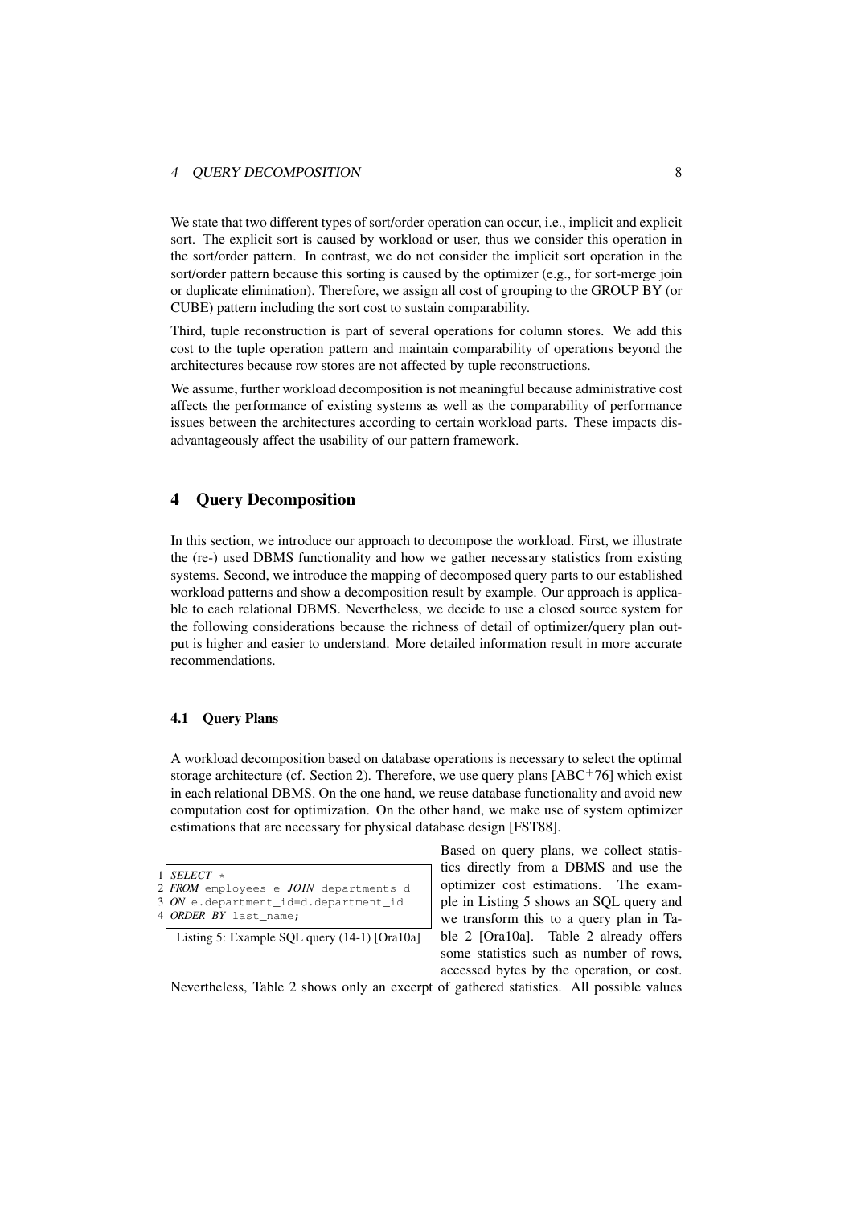We state that two different types of sort/order operation can occur, i.e., implicit and explicit sort. The explicit sort is caused by workload or user, thus we consider this operation in the sort/order pattern. In contrast, we do not consider the implicit sort operation in the sort/order pattern because this sorting is caused by the optimizer (e.g., for sort-merge join or duplicate elimination). Therefore, we assign all cost of grouping to the GROUP BY (or CUBE) pattern including the sort cost to sustain comparability.

Third, tuple reconstruction is part of several operations for column stores. We add this cost to the tuple operation pattern and maintain comparability of operations beyond the architectures because row stores are not affected by tuple reconstructions.

We assume, further workload decomposition is not meaningful because administrative cost affects the performance of existing systems as well as the comparability of performance issues between the architectures according to certain workload parts. These impacts disadvantageously affect the usability of our pattern framework.

## 4 Query Decomposition

In this section, we introduce our approach to decompose the workload. First, we illustrate the (re-) used DBMS functionality and how we gather necessary statistics from existing systems. Second, we introduce the mapping of decomposed query parts to our established workload patterns and show a decomposition result by example. Our approach is applicable to each relational DBMS. Nevertheless, we decide to use a closed source system for the following considerations because the richness of detail of optimizer/query plan output is higher and easier to understand. More detailed information result in more accurate recommendations.

### 4.1 Query Plans

A workload decomposition based on database operations is necessary to select the optimal storage architecture (cf. Section 2). Therefore, we use query plans [ABC[+]76] which exist in each relational DBMS. On the one hand, we reuse database functionality and avoid new computation cost for optimization. On the other hand, we make use of system optimizer estimations that are necessary for physical database design [FST88].

```
1 SELECT *
2 FROM employees e JOIN departments d
3 ON e.department_id=d.department_id
4 ORDER BY last_name;
```

Listing 5: Example SQL query (14-1) [Ora10a]

Based on query plans, we collect statistics directly from a DBMS and use the optimizer cost estimations. The example in Listing 5 shows an SQL query and we transform this to a query plan in Table 2 [Ora10a]. Table 2 already offers some statistics such as number of rows, accessed bytes by the operation, or cost. Nevertheless, Table 2 shows only an excerpt of gathered statistics. All possible values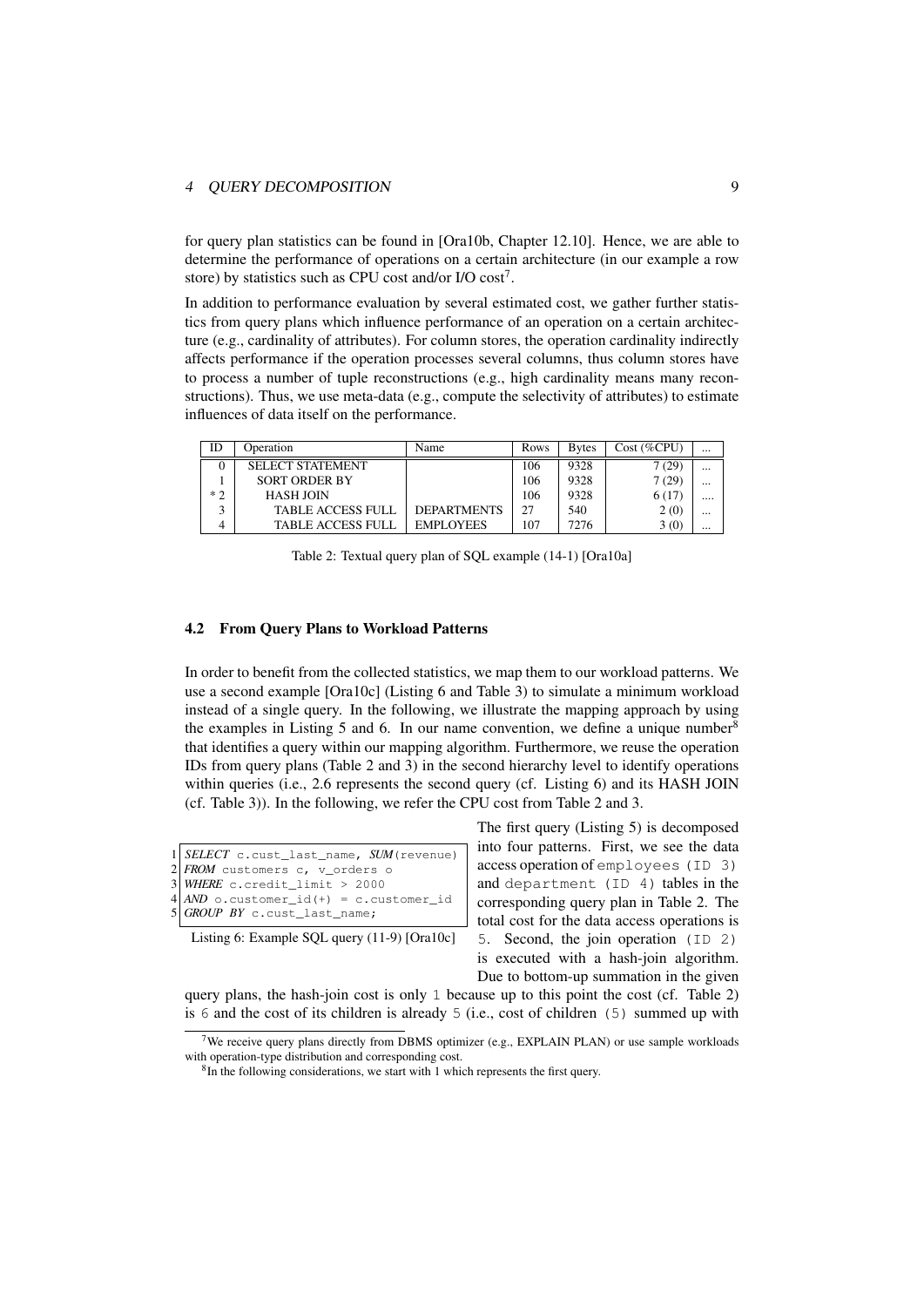for query plan statistics can be found in [Ora10b, Chapter 12.10]. Hence, we are able to determine the performance of operations on a certain architecture (in our example a row store) by statistics such as CPU cost and/or I/O cost[7].

In addition to performance evaluation by several estimated cost, we gather further statistics from query plans which influence performance of an operation on a certain architecture (e.g., cardinality of attributes). For column stores, the operation cardinality indirectly affects performance if the operation processes several columns, thus column stores have to process a number of tuple reconstructions (e.g., high cardinality means many reconstructions). Thus, we use meta-data (e.g., compute the selectivity of attributes) to estimate influences of data itself on the performance.

| ID | Operation | Name | Rows | Bytes | Cost (%CPU) | ... |
|---|---|---|---|---|---|---|
| 0 | SELECT STATEMENT | | 106 | 9328 | 7 (29) | ... |
| 1 | SORT ORDER BY | | 106 | 9328 | 7 (29) | ... |
| * 2 | HASH JOIN | | 106 | 9328 | 6 (17) | .... |
| 3 | TABLE ACCESS FULL | DEPARTMENTS | 27 | 540 | 2 (0) | ... |
| 4 | TABLE ACCESS FULL | EMPLOYEES | 107 | 7276 | 3 (0) | ... |

Table 2: Textual query plan of SQL example (14-1) [Ora10a]

### 4.2 From Query Plans to Workload Patterns

In order to benefit from the collected statistics, we map them to our workload patterns. We use a second example [Ora10c] (Listing 6 and Table 3) to simulate a minimum workload instead of a single query. In the following, we illustrate the mapping approach by using the examples in Listing 5 and 6. In our name convention, we define a unique number[8] that identifies a query within our mapping algorithm. Furthermore, we reuse the operation IDs from query plans (Table 2 and 3) in the second hierarchy level to identify operations within queries (i.e., 2.6 represents the second query (cf. Listing 6) and its HASH JOIN (cf. Table 3)). In the following, we refer the CPU cost from Table 2 and 3.

```
1 SELECT c.cust_last_name, SUM(revenue)
2 FROM customers c, v_orders o
3 WHERE c.credit_limit > 2000
4 AND o.customer_id(+) = c.customer_id
5 GROUP BY c.cust_last_name;
```

Listing 6: Example SQL query (11-9) [Ora10c]

The first query (Listing 5) is decomposed into four patterns. First, we see the data access operation of `employees (ID 3)` and `department (ID 4)` tables in the corresponding query plan in Table 2. The total cost for the data access operations is `5`. Second, the join operation `(ID 2)` is executed with a hash-join algorithm. Due to bottom-up summation in the given query plans, the hash-join cost is only `1` because up to this point the cost (cf. Table 2) is `6` and the cost of its children is already `5` (i.e., cost of children `(5)` summed up with

[7] We receive query plans directly from DBMS optimizer (e.g., EXPLAIN PLAN) or use sample workloads with operation-type distribution and corresponding cost.

[8] In the following considerations, we start with 1 which represents the first query.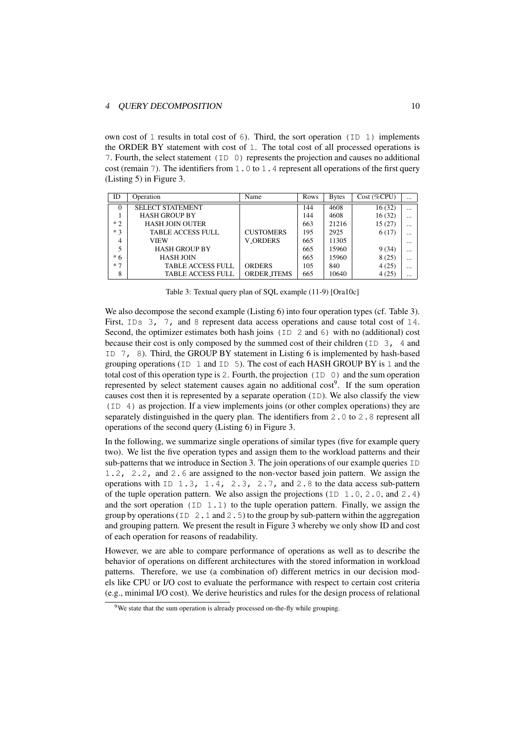own cost of 1 results in total cost of 6). Third, the sort operation (ID 1) implements the ORDER BY statement with cost of 1. The total cost of all processed operations is 7. Fourth, the select statement (ID 0) represents the projection and causes no additional cost (remain 7). The identifiers from 1.0 to 1.4 represent all operations of the first query (Listing 5) in Figure 3.

| ID | Operation | Name | Rows | Bytes | Cost (%CPU) | ... |
|---|---|---|---|---|---|---|
| 0 | SELECT STATEMENT | | 144 | 4608 | 16 (32) | ... |
| 1 | HASH GROUP BY | | 144 | 4608 | 16 (32) | ... |
| * 2 | HASH JOIN OUTER | | 663 | 21216 | 15 (27) | ... |
| * 3 | TABLE ACCESS FULL | CUSTOMERS | 195 | 2925 | 6 (17) | ... |
| 4 | VIEW | V_ORDERS | 665 | 11305 | | ... |
| 5 | HASH GROUP BY | | 665 | 15960 | 9 (34) | ... |
| * 6 | HASH JOIN | | 665 | 15960 | 8 (25) | ... |
| * 7 | TABLE ACCESS FULL | ORDERS | 105 | 840 | 4 (25) | ... |
| 8 | TABLE ACCESS FULL | ORDER_ITEMS | 665 | 10640 | 4 (25) | ... |

Table 3: Textual query plan of SQL example (11-9) [Ora10c]

We also decompose the second example (Listing 6) into four operation types (cf. Table 3). First, IDs 3, 7, and 8 represent data access operations and cause total cost of 14. Second, the optimizer estimates both hash joins (ID 2 and 6) with no (additional) cost because their cost is only composed by the summed cost of their children (ID 3, 4 and ID 7, 8). Third, the GROUP BY statement in Listing 6 is implemented by hash-based grouping operations (ID 1 and ID 5). The cost of each HASH GROUP BY is 1 and the total cost of this operation type is 2. Fourth, the projection (ID 0) and the sum operation represented by select statement causes again no additional cost[9]. If the sum operation causes cost then it is represented by a separate operation (ID). We also classify the view (ID 4) as projection. If a view implements joins (or other complex operations) they are separately distinguished in the query plan. The identifiers from 2.0 to 2.8 represent all operations of the second query (Listing 6) in Figure 3.

In the following, we summarize single operations of similar types (five for example query two). We list the five operation types and assign them to the workload patterns and their sub-patterns that we introduce in Section 3. The join operations of our example queries ID 1.2, 2.2, and 2.6 are assigned to the non-vector based join pattern. We assign the operations with ID 1.3, 1.4, 2.3, 2.7, and 2.8 to the data access sub-pattern of the tuple operation pattern. We also assign the projections (ID 1.0, 2.0, and 2.4) and the sort operation (ID 1.1) to the tuple operation pattern. Finally, we assign the group by operations (ID 2.1 and 2.5) to the group by sub-pattern within the aggregation and grouping pattern. We present the result in Figure 3 whereby we only show ID and cost of each operation for reasons of readability.

However, we are able to compare performance of operations as well as to describe the behavior of operations on different architectures with the stored information in workload patterns. Therefore, we use (a combination of) different metrics in our decision models like CPU or I/O cost to evaluate the performance with respect to certain cost criteria (e.g., minimal I/O cost). We derive heuristics and rules for the design process of relational

[9] We state that the sum operation is already processed on-the-fly while grouping.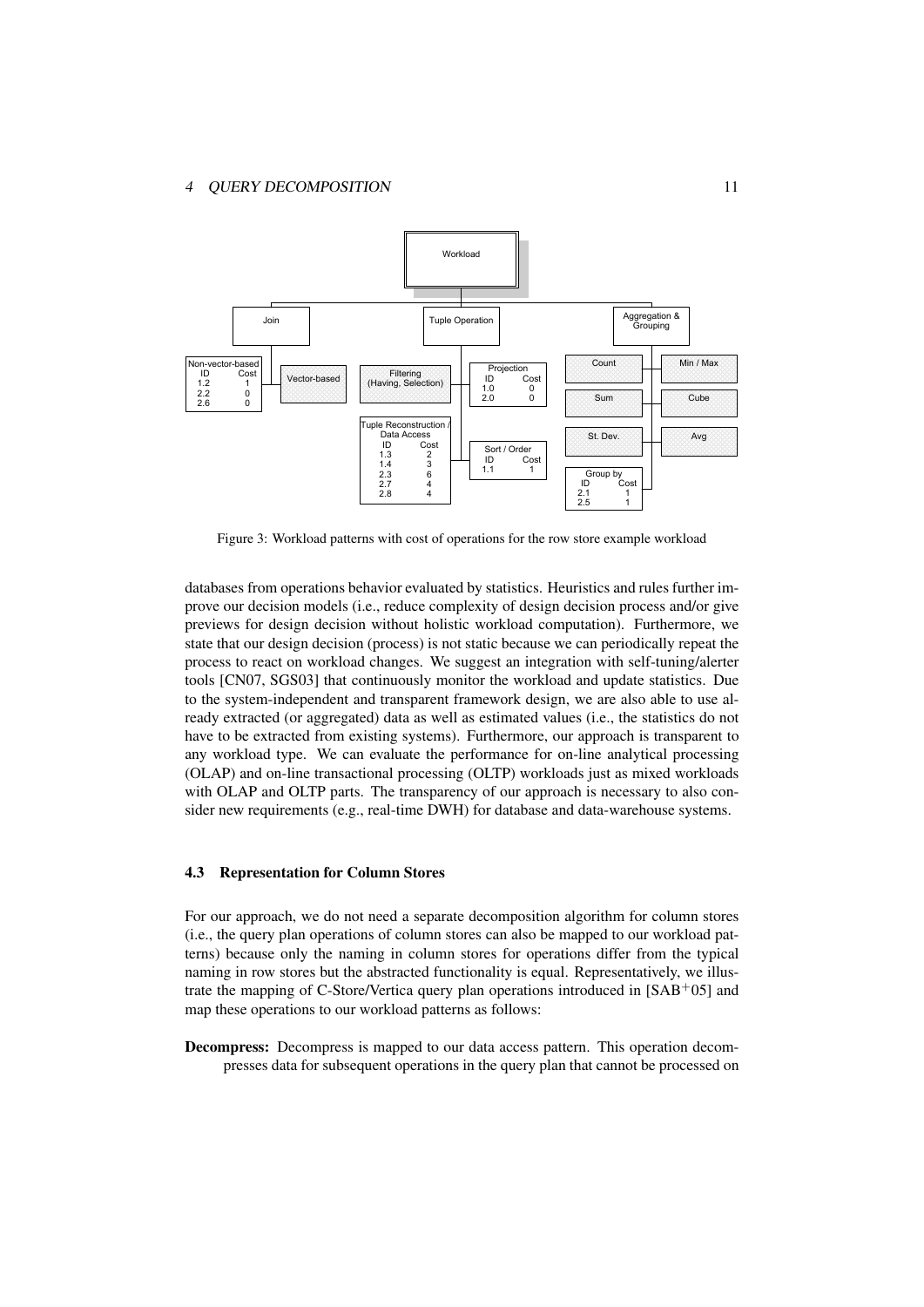Figure 3: Workload patterns with cost of operations for the row store example workload

databases from operations behavior evaluated by statistics. Heuristics and rules further improve our decision models (i.e., reduce complexity of design decision process and/or give previews for design decision without holistic workload computation). Furthermore, we state that our design decision (process) is not static because we can periodically repeat the process to react on workload changes. We suggest an integration with self-tuning/alerter tools [CN07, SGS03] that continuously monitor the workload and update statistics. Due to the system-independent and transparent framework design, we are also able to use already extracted (or aggregated) data as well as estimated values (i.e., the statistics do not have to be extracted from existing systems). Furthermore, our approach is transparent to any workload type. We can evaluate the performance for on-line analytical processing (OLAP) and on-line transactional processing (OLTP) workloads just as mixed workloads with OLAP and OLTP parts. The transparency of our approach is necessary to also consider new requirements (e.g., real-time DWH) for database and data-warehouse systems.

### 4.3 Representation for Column Stores

For our approach, we do not need a separate decomposition algorithm for column stores (i.e., the query plan operations of column stores can also be mapped to our workload patterns) because only the naming in column stores for operations differ from the typical naming in row stores but the abstracted functionality is equal. Representatively, we illustrate the mapping of C-Store/Vertica query plan operations introduced in [SAB+05] and map these operations to our workload patterns as follows:

**Decompress:** Decompress is mapped to our data access pattern. This operation decompresses data for subsequent operations in the query plan that cannot be processed on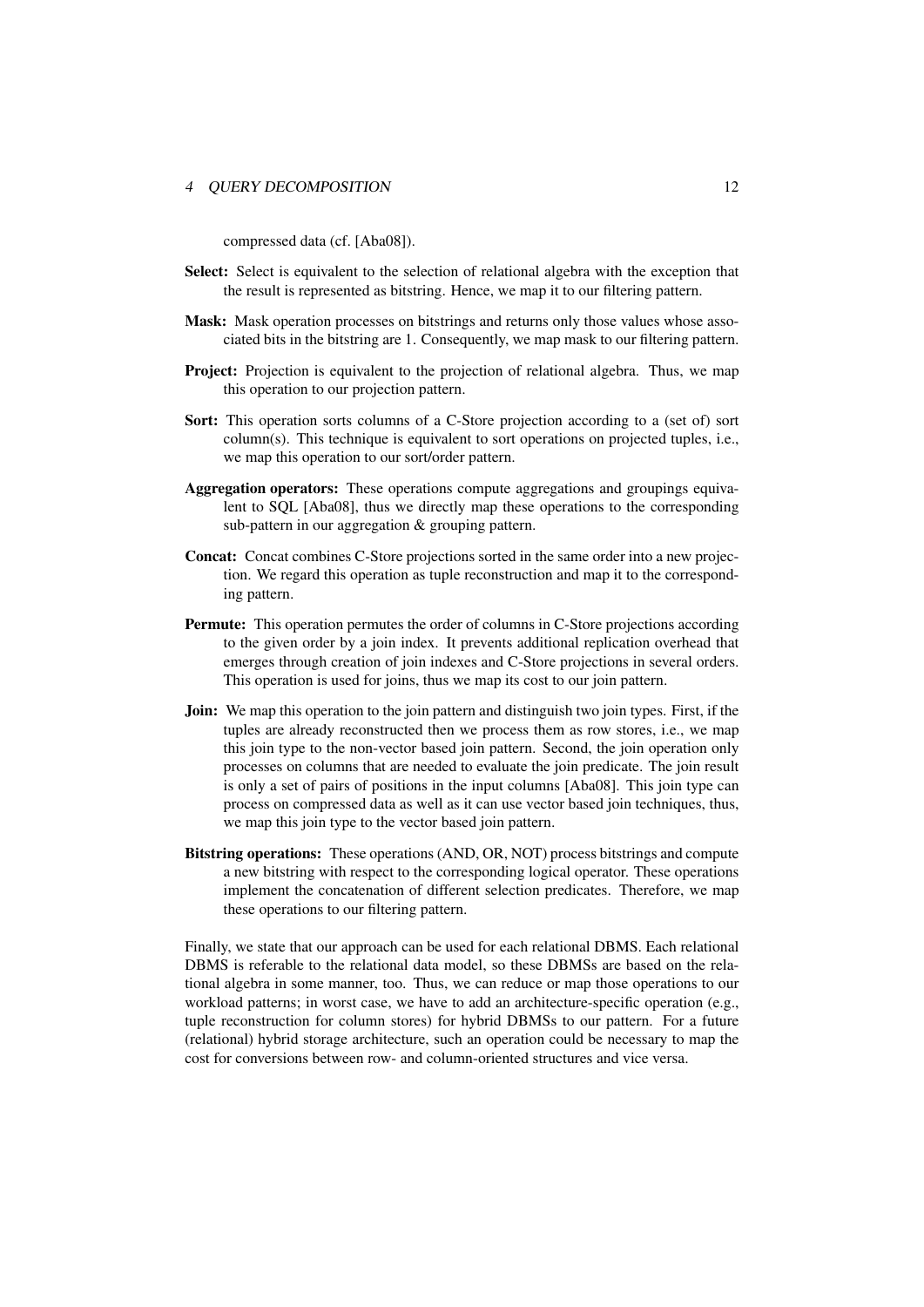compressed data (cf. [Aba08]).

**Select:** Select is equivalent to the selection of relational algebra with the exception that the result is represented as bitstring. Hence, we map it to our filtering pattern.

**Mask:** Mask operation processes on bitstrings and returns only those values whose associated bits in the bitstring are 1. Consequently, we map mask to our filtering pattern.

**Project:** Projection is equivalent to the projection of relational algebra. Thus, we map this operation to our projection pattern.

**Sort:** This operation sorts columns of a C-Store projection according to a (set of) sort column(s). This technique is equivalent to sort operations on projected tuples, i.e., we map this operation to our sort/order pattern.

**Aggregation operators:** These operations compute aggregations and groupings equivalent to SQL [Aba08], thus we directly map these operations to the corresponding sub-pattern in our aggregation & grouping pattern.

**Concat:** Concat combines C-Store projections sorted in the same order into a new projection. We regard this operation as tuple reconstruction and map it to the corresponding pattern.

**Permute:** This operation permutes the order of columns in C-Store projections according to the given order by a join index. It prevents additional replication overhead that emerges through creation of join indexes and C-Store projections in several orders. This operation is used for joins, thus we map its cost to our join pattern.

**Join:** We map this operation to the join pattern and distinguish two join types. First, if the tuples are already reconstructed then we process them as row stores, i.e., we map this join type to the non-vector based join pattern. Second, the join operation only processes on columns that are needed to evaluate the join predicate. The join result is only a set of pairs of positions in the input columns [Aba08]. This join type can process on compressed data as well as it can use vector based join techniques, thus, we map this join type to the vector based join pattern.

**Bitstring operations:** These operations (AND, OR, NOT) process bitstrings and compute a new bitstring with respect to the corresponding logical operator. These operations implement the concatenation of different selection predicates. Therefore, we map these operations to our filtering pattern.

Finally, we state that our approach can be used for each relational DBMS. Each relational DBMS is referable to the relational data model, so these DBMSs are based on the relational algebra in some manner, too. Thus, we can reduce or map those operations to our workload patterns; in worst case, we have to add an architecture-specific operation (e.g., tuple reconstruction for column stores) for hybrid DBMSs to our pattern. For a future (relational) hybrid storage architecture, such an operation could be necessary to map the cost for conversions between row- and column-oriented structures and vice versa.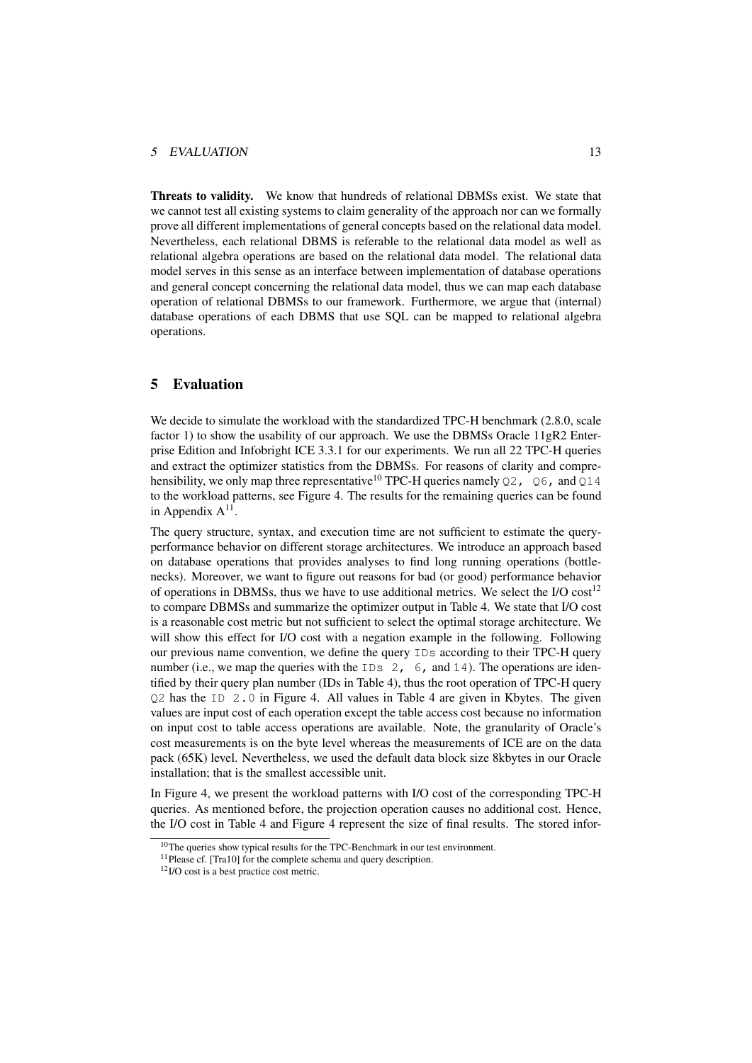**Threats to validity.** We know that hundreds of relational DBMSs exist. We state that we cannot test all existing systems to claim generality of the approach nor can we formally prove all different implementations of general concepts based on the relational data model. Nevertheless, each relational DBMS is referable to the relational data model as well as relational algebra operations are based on the relational data model. The relational data model serves in this sense as an interface between implementation of database operations and general concept concerning the relational data model, thus we can map each database operation of relational DBMSs to our framework. Furthermore, we argue that (internal) database operations of each DBMS that use SQL can be mapped to relational algebra operations.

## 5 Evaluation

We decide to simulate the workload with the standardized TPC-H benchmark (2.8.0, scale factor 1) to show the usability of our approach. We use the DBMSs Oracle 11gR2 Enterprise Edition and Infobright ICE 3.3.1 for our experiments. We run all 22 TPC-H queries and extract the optimizer statistics from the DBMSs. For reasons of clarity and comprehensibility, we only map three representative[10] TPC-H queries namely `Q2, Q6,` and `Q14` to the workload patterns, see Figure 4. The results for the remaining queries can be found in Appendix A[11].

The query structure, syntax, and execution time are not sufficient to estimate the query-performance behavior on different storage architectures. We introduce an approach based on database operations that provides analyses to find long running operations (bottlenecks). Moreover, we want to figure out reasons for bad (or good) performance behavior of operations in DBMSs, thus we have to use additional metrics. We select the I/O cost[12] to compare DBMSs and summarize the optimizer output in Table 4. We state that I/O cost is a reasonable cost metric but not sufficient to select the optimal storage architecture. We will show this effect for I/O cost with a negation example in the following. Following our previous name convention, we define the query `IDs` according to their TPC-H query number (i.e., we map the queries with the `IDs 2, 6,` and `14`). The operations are identified by their query plan number (IDs in Table 4), thus the root operation of TPC-H query `Q2` has the `ID 2.0` in Figure 4. All values in Table 4 are given in Kbytes. The given values are input cost of each operation except the table access cost because no information on input cost to table access operations are available. Note, the granularity of Oracle's cost measurements is on the byte level whereas the measurements of ICE are on the data pack (65K) level. Nevertheless, we used the default data block size 8kbytes in our Oracle installation; that is the smallest accessible unit.

In Figure 4, we present the workload patterns with I/O cost of the corresponding TPC-H queries. As mentioned before, the projection operation causes no additional cost. Hence, the I/O cost in Table 4 and Figure 4 represent the size of final results. The stored infor-

[10] The queries show typical results for the TPC-Benchmark in our test environment.

[11] Please cf. [Tra10] for the complete schema and query description.

[12] I/O cost is a best practice cost metric.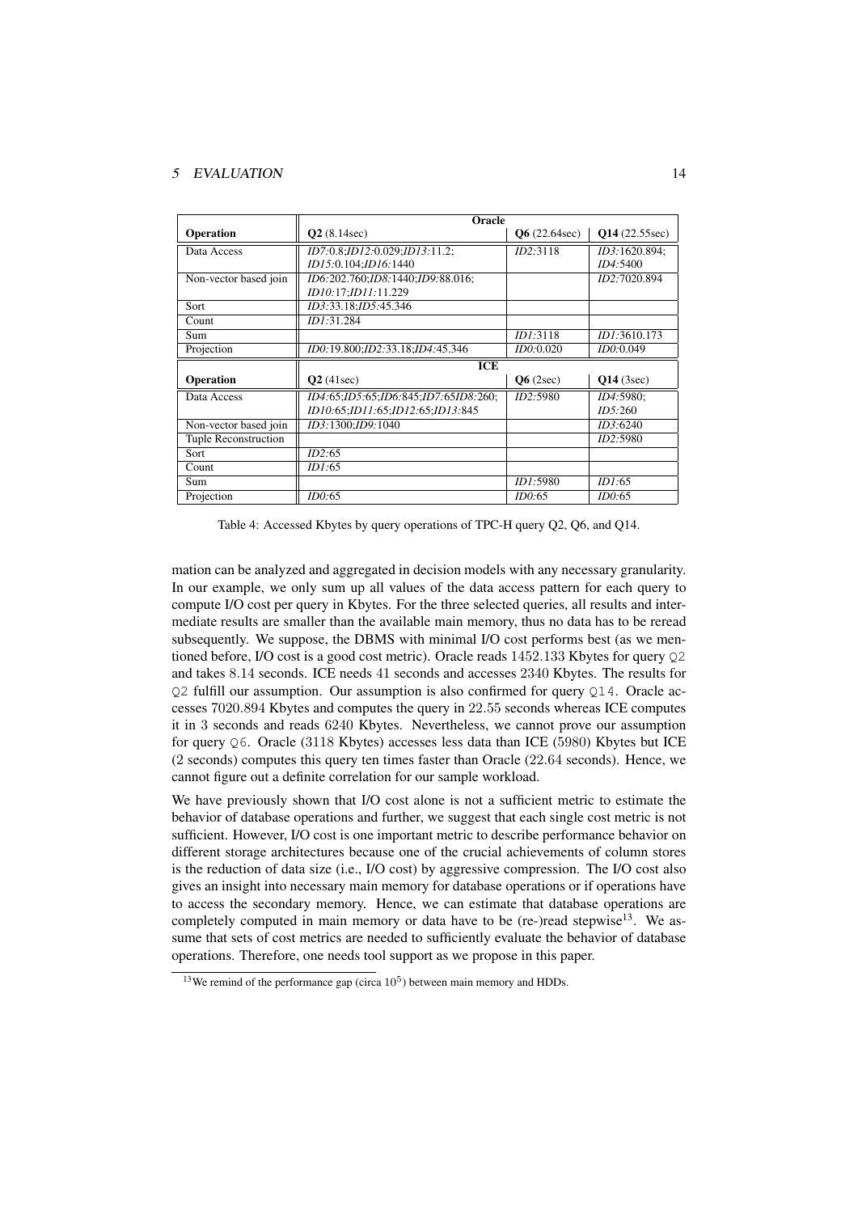| | Oracle | | |
|---|---|---|---|
| **Operation** | **Q2** (8.14sec) | **Q6** (22.64sec) | **Q14** (22.55sec) |
| Data Access | *ID7*:0.8;*ID12*:0.029;*ID13*:11.2; *ID15*:0.104;*ID16*:1440 | *ID2*:3118 | *ID3*:1620.894; *ID4*:5400 |
| Non-vector based join | *ID6*:202.760;*ID8*:1440;*ID9*:88.016; *ID10*:17;*ID11*:11.229 | | *ID2*:7020.894 |
| Sort | *ID3*:33.18;*ID5*:45.346 | | |
| Count | *ID1*:31.284 | | |
| Sum | | *ID1*:3118 | *ID1*:3610.173 |
| Projection | *ID0*:19.800;*ID2*:33.18;*ID4*:45.346 | *ID0*:0.020 | *ID0*:0.049 |
| | **ICE** | | |
| **Operation** | **Q2** (41sec) | **Q6** (2sec) | **Q14** (3sec) |
| Data Access | *ID4*:65;*ID5*:65;*ID6*:845;*ID7*:65*ID8*:260; *ID10*:65;*ID11*:65;*ID12*:65;*ID13*:845 | *ID2*:5980 | *ID4*:5980; *ID5*:260 |
| Non-vector based join | *ID3*:1300;*ID9*:1040 | | *ID3*:6240 |
| Tuple Reconstruction | | | *ID2*:5980 |
| Sort | *ID2*:65 | | |
| Count | *ID1*:65 | | |
| Sum | | *ID1*:5980 | *ID1*:65 |
| Projection | *ID0*:65 | *ID0*:65 | *ID0*:65 |

Table 4: Accessed Kbytes by query operations of TPC-H query Q2, Q6, and Q14.

mation can be analyzed and aggregated in decision models with any necessary granularity. In our example, we only sum up all values of the data access pattern for each query to compute I/O cost per query in Kbytes. For the three selected queries, all results and intermediate results are smaller than the available main memory, thus no data has to be reread subsequently. We suppose, the DBMS with minimal I/O cost performs best (as we mentioned before, I/O cost is a good cost metric). Oracle reads $1452.133$ Kbytes for query `Q2` and takes $8.14$ seconds. ICE needs $41$ seconds and accesses $2340$ Kbytes. The results for `Q2` fulfill our assumption. Our assumption is also confirmed for query `Q14`. Oracle accesses $7020.894$ Kbytes and computes the query in $22.55$ seconds whereas ICE computes it in $3$ seconds and reads $6240$ Kbytes. Nevertheless, we cannot prove our assumption for query `Q6`. Oracle ($3118$ Kbytes) accesses less data than ICE ($5980$) Kbytes but ICE ($2$ seconds) computes this query ten times faster than Oracle ($22.64$ seconds). Hence, we cannot figure out a definite correlation for our sample workload.

We have previously shown that I/O cost alone is not a sufficient metric to estimate the behavior of database operations and further, we suggest that each single cost metric is not sufficient. However, I/O cost is one important metric to describe performance behavior on different storage architectures because one of the crucial achievements of column stores is the reduction of data size (i.e., I/O cost) by aggressive compression. The I/O cost also gives an insight into necessary main memory for database operations or if operations have to access the secondary memory. Hence, we can estimate that database operations are completely computed in main memory or data have to be (re-)read stepwise[13]. We assume that sets of cost metrics are needed to sufficiently evaluate the behavior of database operations. Therefore, one needs tool support as we propose in this paper.

[13] We remind of the performance gap (circa $10^5$) between main memory and HDDs.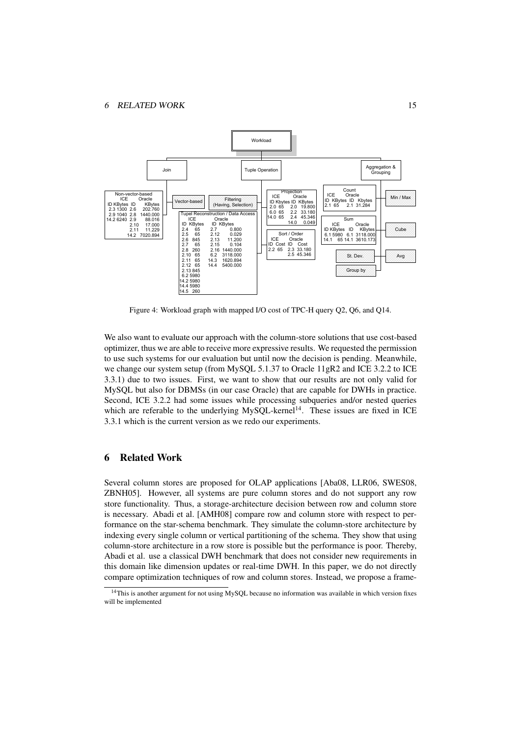Figure 4: Workload graph with mapped I/O cost of TPC-H query Q2, Q6, and Q14.

We also want to evaluate our approach with the column-store solutions that use cost-based optimizer, thus we are able to receive more expressive results. We requested the permission to use such systems for our evaluation but until now the decision is pending. Meanwhile, we change our system setup (from MySQL 5.1.37 to Oracle 11gR2 and ICE 3.2.2 to ICE 3.3.1) due to two issues. First, we want to show that our results are not only valid for MySQL but also for DBMSs (in our case Oracle) that are capable for DWHs in practice. Second, ICE 3.2.2 had some issues while processing subqueries and/or nested queries which are referable to the underlying MySQL-kernel[14]. These issues are fixed in ICE 3.3.1 which is the current version as we redo our experiments.

# 6 Related Work

Several column stores are proposed for OLAP applications [Aba08, LLR06, SWES08, ZBNH05]. However, all systems are pure column stores and do not support any row store functionality. Thus, a storage-architecture decision between row and column store is necessary. Abadi et al. [AMH08] compare row and column store with respect to performance on the star-schema benchmark. They simulate the column-store architecture by indexing every single column or vertical partitioning of the schema. They show that using column-store architecture in a row store is possible but the performance is poor. Thereby, Abadi et al. use a classical DWH benchmark that does not consider new requirements in this domain like dimension updates or real-time DWH. In this paper, we do not directly compare optimization techniques of row and column stores. Instead, we propose a frame-

[14] This is another argument for not using MySQL because no information was available in which version fixes will be implemented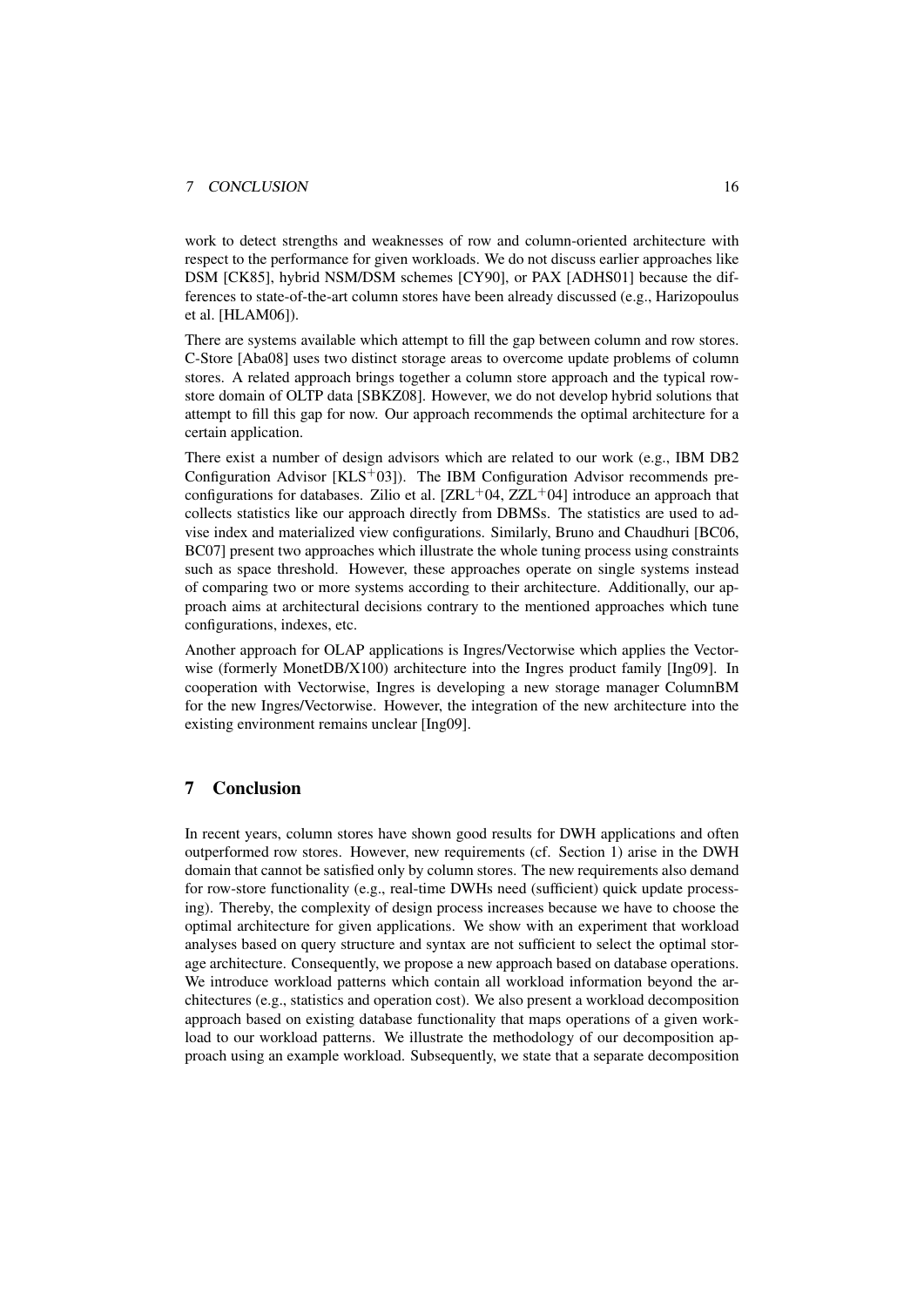work to detect strengths and weaknesses of row and column-oriented architecture with respect to the performance for given workloads. We do not discuss earlier approaches like DSM [CK85], hybrid NSM/DSM schemes [CY90], or PAX [ADHS01] because the differences to state-of-the-art column stores have been already discussed (e.g., Harizopoulus et al. [HLAM06]).

There are systems available which attempt to fill the gap between column and row stores. C-Store [Aba08] uses two distinct storage areas to overcome update problems of column stores. A related approach brings together a column store approach and the typical row-store domain of OLTP data [SBKZ08]. However, we do not develop hybrid solutions that attempt to fill this gap for now. Our approach recommends the optimal architecture for a certain application.

There exist a number of design advisors which are related to our work (e.g., IBM DB2 Configuration Advisor [KLS+03]). The IBM Configuration Advisor recommends pre-configurations for databases. Zilio et al. [ZRL+04, ZZL+04] introduce an approach that collects statistics like our approach directly from DBMSs. The statistics are used to advise index and materialized view configurations. Similarly, Bruno and Chaudhuri [BC06, BC07] present two approaches which illustrate the whole tuning process using constraints such as space threshold. However, these approaches operate on single systems instead of comparing two or more systems according to their architecture. Additionally, our approach aims at architectural decisions contrary to the mentioned approaches which tune configurations, indexes, etc.

Another approach for OLAP applications is Ingres/Vectorwise which applies the Vectorwise (formerly MonetDB/X100) architecture into the Ingres product family [Ing09]. In cooperation with Vectorwise, Ingres is developing a new storage manager ColumnBM for the new Ingres/Vectorwise. However, the integration of the new architecture into the existing environment remains unclear [Ing09].

## 7 Conclusion

In recent years, column stores have shown good results for DWH applications and often outperformed row stores. However, new requirements (cf. Section 1) arise in the DWH domain that cannot be satisfied only by column stores. The new requirements also demand for row-store functionality (e.g., real-time DWHs need (sufficient) quick update processing). Thereby, the complexity of design process increases because we have to choose the optimal architecture for given applications. We show with an experiment that workload analyses based on query structure and syntax are not sufficient to select the optimal storage architecture. Consequently, we propose a new approach based on database operations. We introduce workload patterns which contain all workload information beyond the architectures (e.g., statistics and operation cost). We also present a workload decomposition approach based on existing database functionality that maps operations of a given workload to our workload patterns. We illustrate the methodology of our decomposition approach using an example workload. Subsequently, we state that a separate decomposition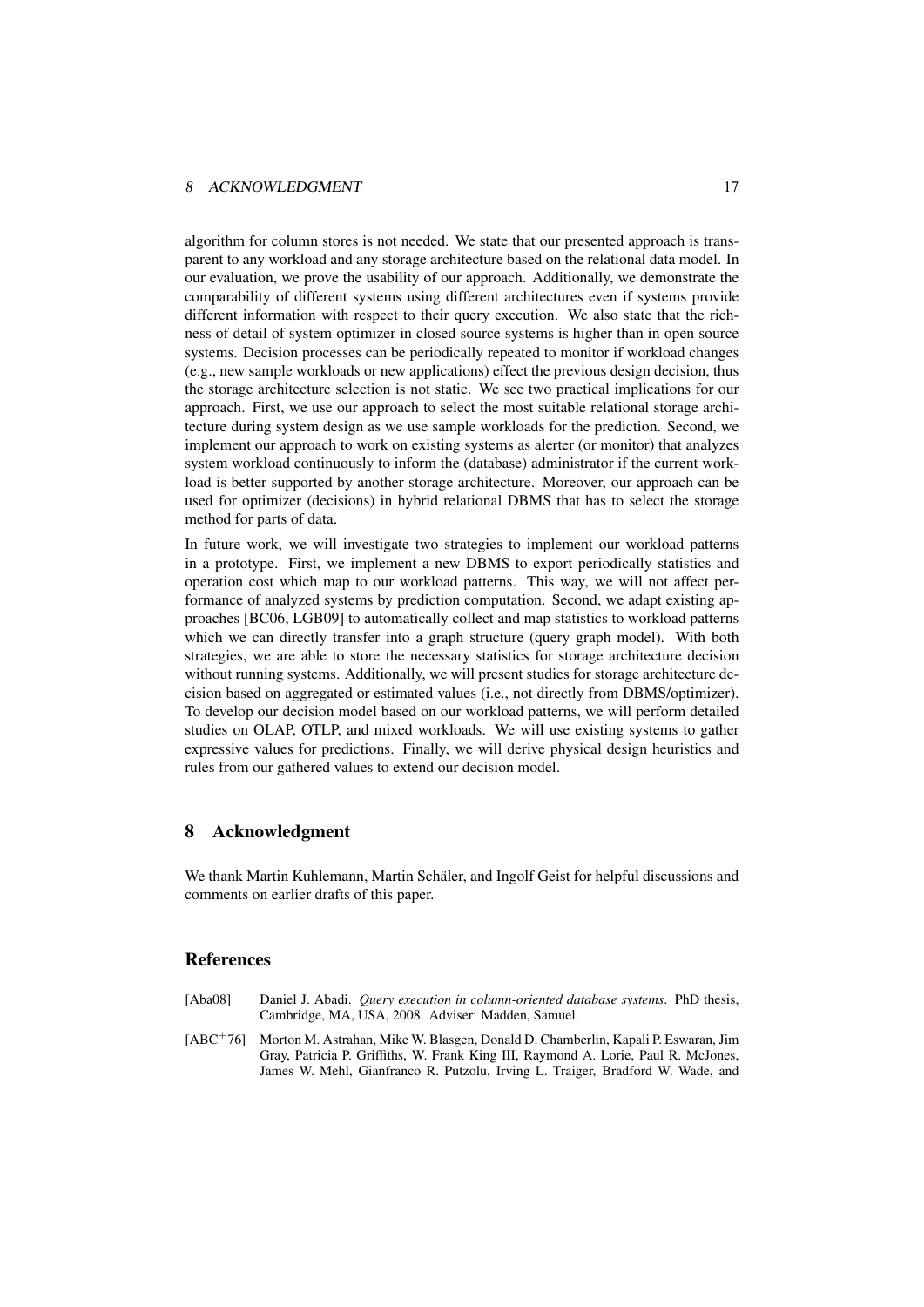algorithm for column stores is not needed. We state that our presented approach is transparent to any workload and any storage architecture based on the relational data model. In our evaluation, we prove the usability of our approach. Additionally, we demonstrate the comparability of different systems using different architectures even if systems provide different information with respect to their query execution. We also state that the richness of detail of system optimizer in closed source systems is higher than in open source systems. Decision processes can be periodically repeated to monitor if workload changes (e.g., new sample workloads or new applications) effect the previous design decision, thus the storage architecture selection is not static. We see two practical implications for our approach. First, we use our approach to select the most suitable relational storage architecture during system design as we use sample workloads for the prediction. Second, we implement our approach to work on existing systems as alerter (or monitor) that analyzes system workload continuously to inform the (database) administrator if the current workload is better supported by another storage architecture. Moreover, our approach can be used for optimizer (decisions) in hybrid relational DBMS that has to select the storage method for parts of data.

In future work, we will investigate two strategies to implement our workload patterns in a prototype. First, we implement a new DBMS to export periodically statistics and operation cost which map to our workload patterns. This way, we will not affect performance of analyzed systems by prediction computation. Second, we adapt existing approaches [BC06, LGB09] to automatically collect and map statistics to workload patterns which we can directly transfer into a graph structure (query graph model). With both strategies, we are able to store the necessary statistics for storage architecture decision without running systems. Additionally, we will present studies for storage architecture decision based on aggregated or estimated values (i.e., not directly from DBMS/optimizer). To develop our decision model based on our workload patterns, we will perform detailed studies on OLAP, OTLP, and mixed workloads. We will use existing systems to gather expressive values for predictions. Finally, we will derive physical design heuristics and rules from our gathered values to extend our decision model.

## 8 Acknowledgment

We thank Martin Kuhlemann, Martin Schäler, and Ingolf Geist for helpful discussions and comments on earlier drafts of this paper.

## References

[Aba08] Daniel J. Abadi. *Query execution in column-oriented database systems*. PhD thesis, Cambridge, MA, USA, 2008. Adviser: Madden, Samuel.

[ABC+76] Morton M. Astrahan, Mike W. Blasgen, Donald D. Chamberlin, Kapali P. Eswaran, Jim Gray, Patricia P. Griffiths, W. Frank King III, Raymond A. Lorie, Paul R. McJones, James W. Mehl, Gianfranco R. Putzolu, Irving L. Traiger, Bradford W. Wade, and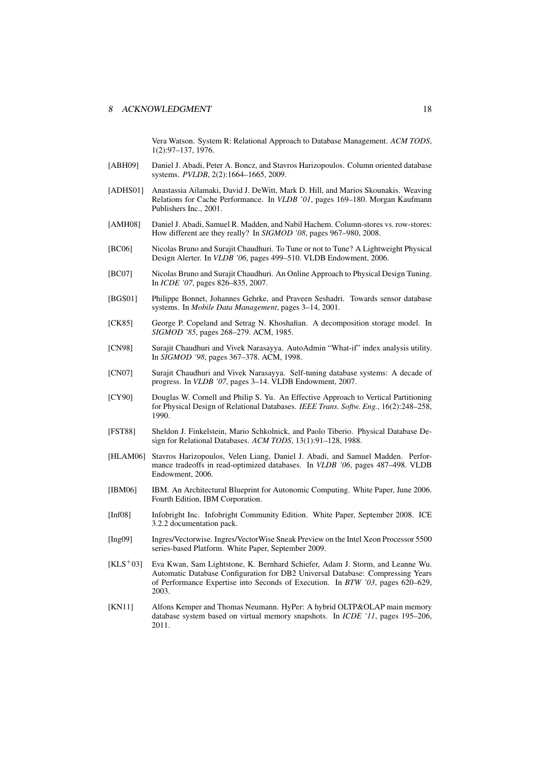Vera Watson. System R: Relational Approach to Database Management. *ACM TODS*, 1(2):97–137, 1976.

[ABH09] Daniel J. Abadi, Peter A. Boncz, and Stavros Harizopoulos. Column oriented database systems. *PVLDB*, 2(2):1664–1665, 2009.

[ADHS01] Anastassia Ailamaki, David J. DeWitt, Mark D. Hill, and Marios Skounakis. Weaving Relations for Cache Performance. In *VLDB '01*, pages 169–180. Morgan Kaufmann Publishers Inc., 2001.

[AMH08] Daniel J. Abadi, Samuel R. Madden, and Nabil Hachem. Column-stores vs. row-stores: How different are they really? In *SIGMOD '08*, pages 967–980, 2008.

[BC06] Nicolas Bruno and Surajit Chaudhuri. To Tune or not to Tune? A Lightweight Physical Design Alerter. In *VLDB '06*, pages 499–510. VLDB Endowment, 2006.

[BC07] Nicolas Bruno and Surajit Chaudhuri. An Online Approach to Physical Design Tuning. In *ICDE '07*, pages 826–835, 2007.

[BGS01] Philippe Bonnet, Johannes Gehrke, and Praveen Seshadri. Towards sensor database systems. In *Mobile Data Management*, pages 3–14, 2001.

[CK85] George P. Copeland and Setrag N. Khoshafian. A decomposition storage model. In *SIGMOD '85*, pages 268–279. ACM, 1985.

[CN98] Surajit Chaudhuri and Vivek Narasayya. AutoAdmin "What-if" index analysis utility. In *SIGMOD '98*, pages 367–378. ACM, 1998.

[CN07] Surajit Chaudhuri and Vivek Narasayya. Self-tuning database systems: A decade of progress. In *VLDB '07*, pages 3–14. VLDB Endowment, 2007.

[CY90] Douglas W. Cornell and Philip S. Yu. An Effective Approach to Vertical Partitioning for Physical Design of Relational Databases. *IEEE Trans. Softw. Eng.*, 16(2):248–258, 1990.

[FST88] Sheldon J. Finkelstein, Mario Schkolnick, and Paolo Tiberio. Physical Database Design for Relational Databases. *ACM TODS*, 13(1):91–128, 1988.

[HLAM06] Stavros Harizopoulos, Velen Liang, Daniel J. Abadi, and Samuel Madden. Performance tradeoffs in read-optimized databases. In *VLDB '06*, pages 487–498. VLDB Endowment, 2006.

[IBM06] IBM. An Architectural Blueprint for Autonomic Computing. White Paper, June 2006. Fourth Edition, IBM Corporation.

[Inf08] Infobright Inc. Infobright Community Edition. White Paper, September 2008. ICE 3.2.2 documentation pack.

[Ing09] Ingres/Vectorwise. Ingres/VectorWise Sneak Preview on the Intel Xeon Processor 5500 series-based Platform. White Paper, September 2009.

[KLS+03] Eva Kwan, Sam Lightstone, K. Bernhard Schiefer, Adam J. Storm, and Leanne Wu. Automatic Database Configuration for DB2 Universal Database: Compressing Years of Performance Expertise into Seconds of Execution. In *BTW '03*, pages 620–629, 2003.

[KN11] Alfons Kemper and Thomas Neumann. HyPer: A hybrid OLTP&OLAP main memory database system based on virtual memory snapshots. In *ICDE '11*, pages 195–206, 2011.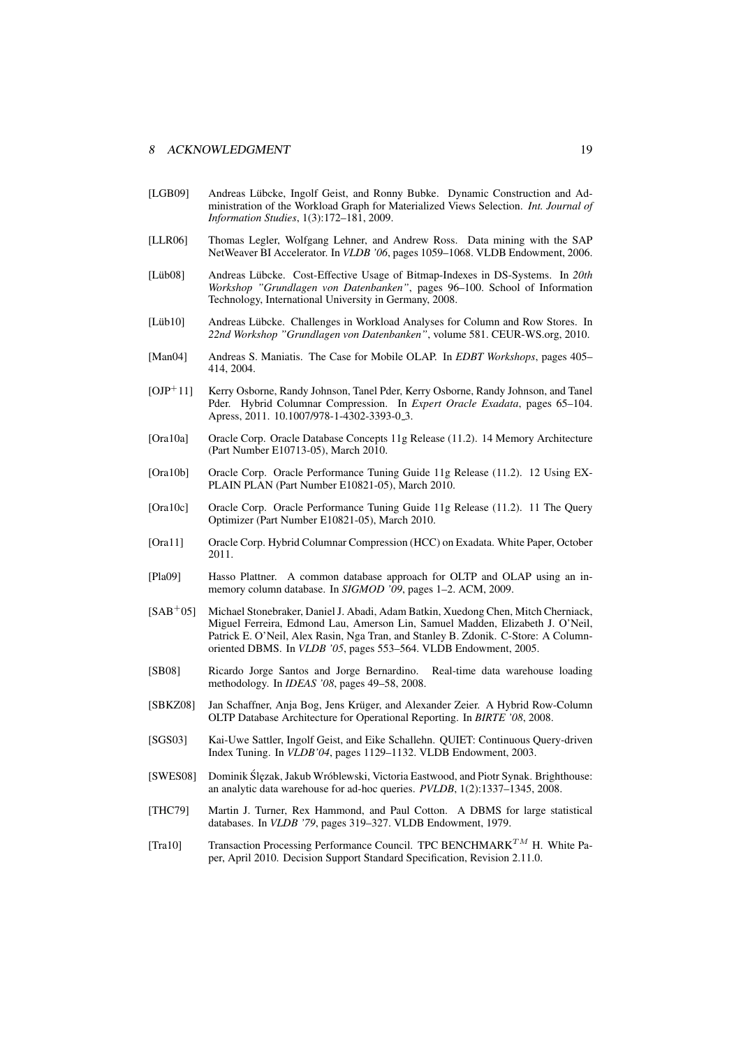[LGB09] Andreas Lübcke, Ingolf Geist, and Ronny Bubke. Dynamic Construction and Administration of the Workload Graph for Materialized Views Selection. *Int. Journal of Information Studies*, 1(3):172–181, 2009.

[LLR06] Thomas Legler, Wolfgang Lehner, and Andrew Ross. Data mining with the SAP NetWeaver BI Accelerator. In *VLDB '06*, pages 1059–1068. VLDB Endowment, 2006.

[Lüb08] Andreas Lübcke. Cost-Effective Usage of Bitmap-Indexes in DS-Systems. In *20th Workshop "Grundlagen von Datenbanken"*, pages 96–100. School of Information Technology, International University in Germany, 2008.

[Lüb10] Andreas Lübcke. Challenges in Workload Analyses for Column and Row Stores. In *22nd Workshop "Grundlagen von Datenbanken"*, volume 581. CEUR-WS.org, 2010.

[Man04] Andreas S. Maniatis. The Case for Mobile OLAP. In *EDBT Workshops*, pages 405–414, 2004.

[OJP+11] Kerry Osborne, Randy Johnson, Tanel Pder, Kerry Osborne, Randy Johnson, and Tanel Pder. Hybrid Columnar Compression. In *Expert Oracle Exadata*, pages 65–104. Apress, 2011. 10.1007/978-1-4302-3393-0_3.

[Ora10a] Oracle Corp. Oracle Database Concepts 11g Release (11.2). 14 Memory Architecture (Part Number E10713-05), March 2010.

[Ora10b] Oracle Corp. Oracle Performance Tuning Guide 11g Release (11.2). 12 Using EXPLAIN PLAN (Part Number E10821-05), March 2010.

[Ora10c] Oracle Corp. Oracle Performance Tuning Guide 11g Release (11.2). 11 The Query Optimizer (Part Number E10821-05), March 2010.

[Ora11] Oracle Corp. Hybrid Columnar Compression (HCC) on Exadata. White Paper, October 2011.

[Pla09] Hasso Plattner. A common database approach for OLTP and OLAP using an in-memory column database. In *SIGMOD '09*, pages 1–2. ACM, 2009.

[SAB+05] Michael Stonebraker, Daniel J. Abadi, Adam Batkin, Xuedong Chen, Mitch Cherniack, Miguel Ferreira, Edmond Lau, Amerson Lin, Samuel Madden, Elizabeth J. O'Neil, Patrick E. O'Neil, Alex Rasin, Nga Tran, and Stanley B. Zdonik. C-Store: A Column-oriented DBMS. In *VLDB '05*, pages 553–564. VLDB Endowment, 2005.

[SB08] Ricardo Jorge Santos and Jorge Bernardino. Real-time data warehouse loading methodology. In *IDEAS '08*, pages 49–58, 2008.

[SBKZ08] Jan Schaffner, Anja Bog, Jens Krüger, and Alexander Zeier. A Hybrid Row-Column OLTP Database Architecture for Operational Reporting. In *BIRTE '08*, 2008.

[SGS03] Kai-Uwe Sattler, Ingolf Geist, and Eike Schallehn. QUIET: Continuous Query-driven Index Tuning. In *VLDB'04*, pages 1129–1132. VLDB Endowment, 2003.

[SWES08] Dominik Ślęzak, Jakub Wróblewski, Victoria Eastwood, and Piotr Synak. Brighthouse: an analytic data warehouse for ad-hoc queries. *PVLDB*, 1(2):1337–1345, 2008.

[THC79] Martin J. Turner, Rex Hammond, and Paul Cotton. A DBMS for large statistical databases. In *VLDB '79*, pages 319–327. VLDB Endowment, 1979.

[Tra10] Transaction Processing Performance Council. TPC BENCHMARK$^{TM}$ H. White Paper, April 2010. Decision Support Standard Specification, Revision 2.11.0.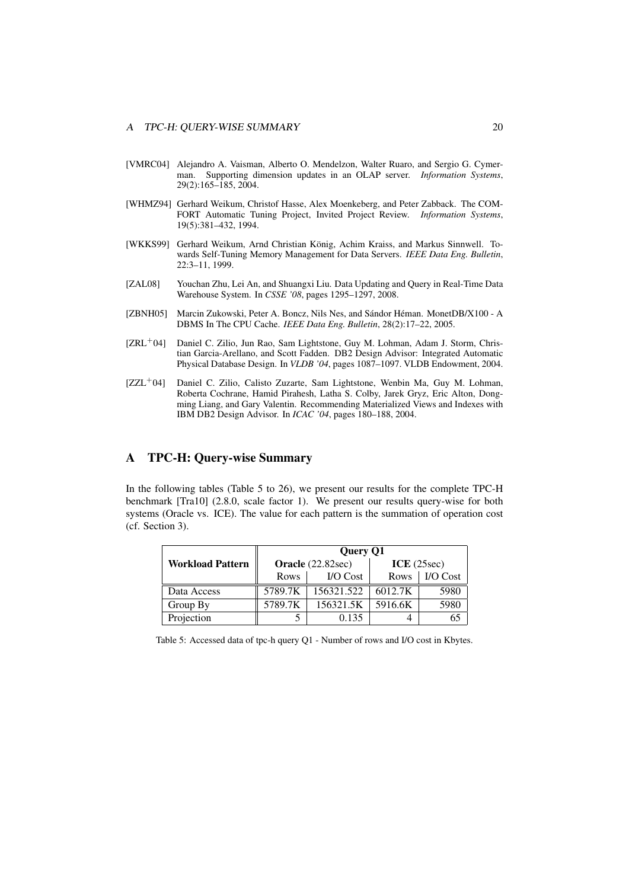[VMRC04] Alejandro A. Vaisman, Alberto O. Mendelzon, Walter Ruaro, and Sergio G. Cymerman. Supporting dimension updates in an OLAP server. *Information Systems*, 29(2):165–185, 2004.

[WHMZ94] Gerhard Weikum, Christof Hasse, Alex Moenkeberg, and Peter Zabback. The COMFORT Automatic Tuning Project, Invited Project Review. *Information Systems*, 19(5):381–432, 1994.

[WKKS99] Gerhard Weikum, Arnd Christian König, Achim Kraiss, and Markus Sinnwell. Towards Self-Tuning Memory Management for Data Servers. *IEEE Data Eng. Bulletin*, 22:3–11, 1999.

[ZAL08] Youchan Zhu, Lei An, and Shuangxi Liu. Data Updating and Query in Real-Time Data Warehouse System. In *CSSE '08*, pages 1295–1297, 2008.

[ZBNH05] Marcin Zukowski, Peter A. Boncz, Nils Nes, and Sándor Héman. MonetDB/X100 - A DBMS In The CPU Cache. *IEEE Data Eng. Bulletin*, 28(2):17–22, 2005.

[ZRL+04] Daniel C. Zilio, Jun Rao, Sam Lightstone, Guy M. Lohman, Adam J. Storm, Christian Garcia-Arellano, and Scott Fadden. DB2 Design Advisor: Integrated Automatic Physical Database Design. In *VLDB '04*, pages 1087–1097. VLDB Endowment, 2004.

[ZZL+04] Daniel C. Zilio, Calisto Zuzarte, Sam Lightstone, Wenbin Ma, Guy M. Lohman, Roberta Cochrane, Hamid Pirahesh, Latha S. Colby, Jarek Gryz, Eric Alton, Dongming Liang, and Gary Valentin. Recommending Materialized Views and Indexes with IBM DB2 Design Advisor. In *ICAC '04*, pages 180–188, 2004.

# A TPC-H: Query-wise Summary

In the following tables (Table 5 to 26), we present our results for the complete TPC-H benchmark [Tra10] (2.8.0, scale factor 1). We present our results query-wise for both systems (Oracle vs. ICE). The value for each pattern is the summation of operation cost (cf. Section 3).

| Workload Pattern | **Query Q1** | | | |
|---|---|---|---|---|
| | **Oracle** (22.82sec) | | **ICE** (25sec) | |
| | Rows | I/O Cost | Rows | I/O Cost |
| Data Access | 5789.7K | 156321.522 | 6012.7K | 5980 |
| Group By | 5789.7K | 156321.5K | 5916.6K | 5980 |
| Projection | 5 | 0.135 | 4 | 65 |

Table 5: Accessed data of tpc-h query Q1 - Number of rows and I/O cost in Kbytes.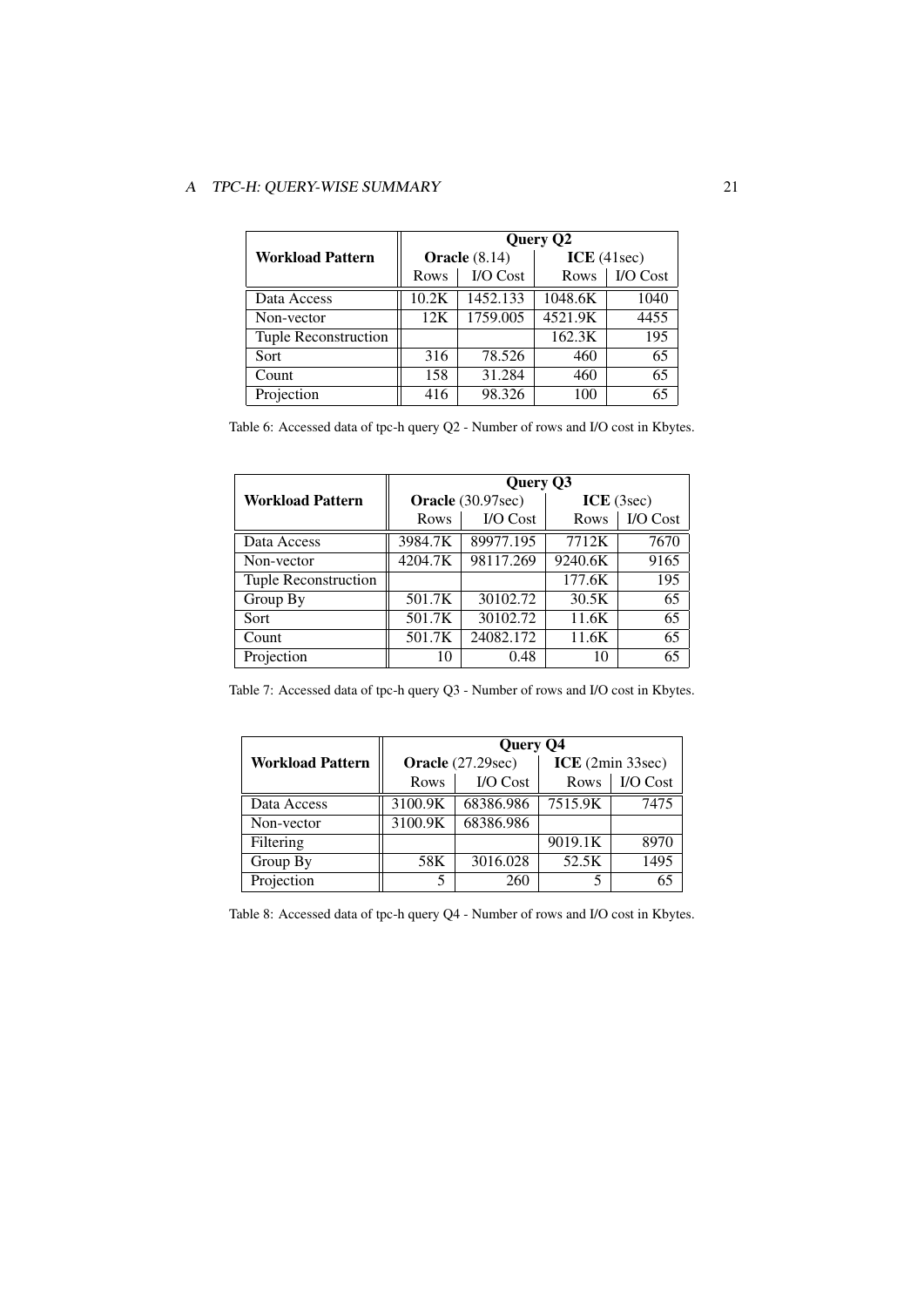| Workload Pattern | Query Q2 | | | |
|---|---|---|---|---|
| | **Oracle** (8.14) | | **ICE** (41sec) | |
| | Rows | I/O Cost | Rows | I/O Cost |
| Data Access | 10.2K | 1452.133 | 1048.6K | 1040 |
| Non-vector | 12K | 1759.005 | 4521.9K | 4455 |
| Tuple Reconstruction | | | 162.3K | 195 |
| Sort | 316 | 78.526 | 460 | 65 |
| Count | 158 | 31.284 | 460 | 65 |
| Projection | 416 | 98.326 | 100 | 65 |

Table 6: Accessed data of tpc-h query Q2 - Number of rows and I/O cost in Kbytes.

| Workload Pattern | Query Q3 | | | |
|---|---|---|---|---|
| | **Oracle** (30.97sec) | | **ICE** (3sec) | |
| | Rows | I/O Cost | Rows | I/O Cost |
| Data Access | 3984.7K | 89977.195 | 7712K | 7670 |
| Non-vector | 4204.7K | 98117.269 | 9240.6K | 9165 |
| Tuple Reconstruction | | | 177.6K | 195 |
| Group By | 501.7K | 30102.72 | 30.5K | 65 |
| Sort | 501.7K | 30102.72 | 11.6K | 65 |
| Count | 501.7K | 24082.172 | 11.6K | 65 |
| Projection | 10 | 0.48 | 10 | 65 |

Table 7: Accessed data of tpc-h query Q3 - Number of rows and I/O cost in Kbytes.

| Workload Pattern | Query Q4 | | | |
|---|---|---|---|---|
| | **Oracle** (27.29sec) | | **ICE** (2min 33sec) | |
| | Rows | I/O Cost | Rows | I/O Cost |
| Data Access | 3100.9K | 68386.986 | 7515.9K | 7475 |
| Non-vector | 3100.9K | 68386.986 | | |
| Filtering | | | 9019.1K | 8970 |
| Group By | 58K | 3016.028 | 52.5K | 1495 |
| Projection | 5 | 260 | 5 | 65 |

Table 8: Accessed data of tpc-h query Q4 - Number of rows and I/O cost in Kbytes.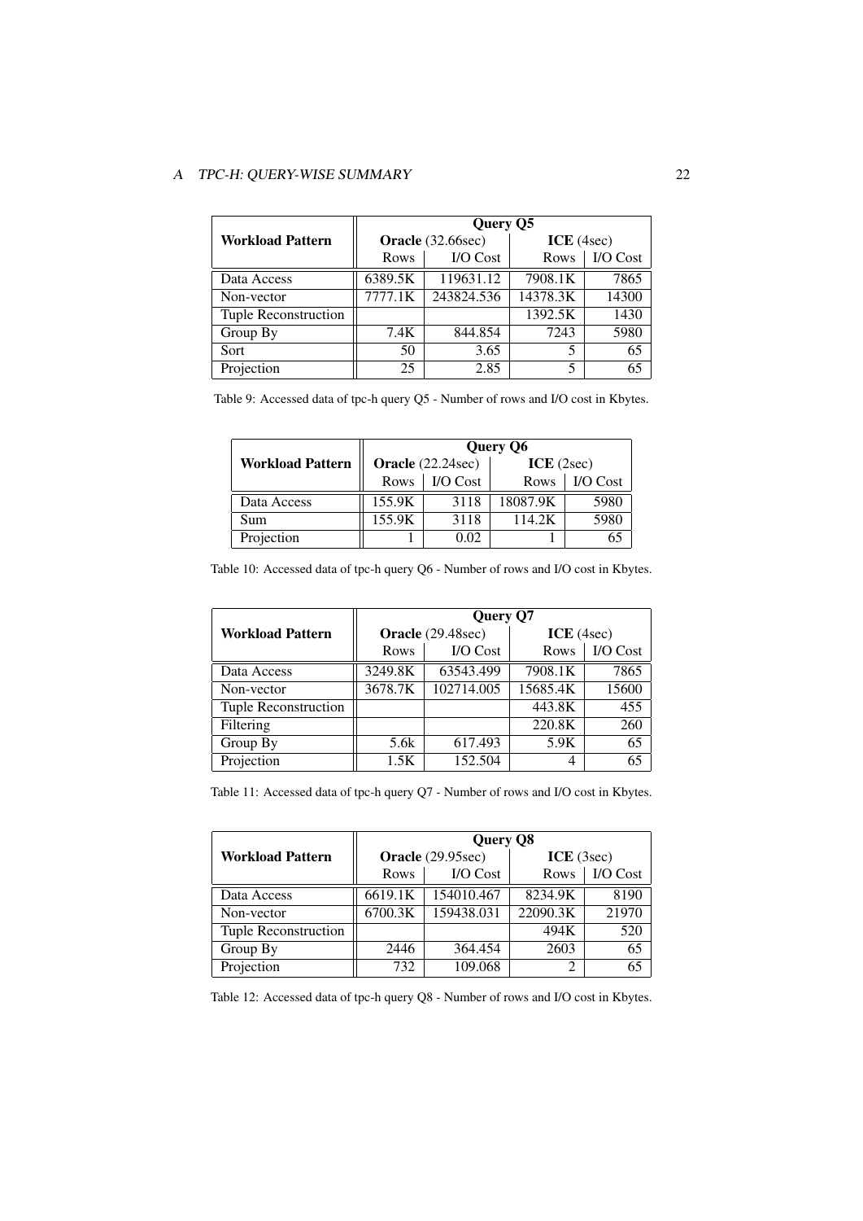| Workload Pattern | Query Q5 | | | |
|---|---|---|---|---|
| | **Oracle** (32.66sec) | | **ICE** (4sec) | |
| | Rows | I/O Cost | Rows | I/O Cost |
| Data Access | 6389.5K | 119631.12 | 7908.1K | 7865 |
| Non-vector | 7777.1K | 243824.536 | 14378.3K | 14300 |
| Tuple Reconstruction | | | 1392.5K | 1430 |
| Group By | 7.4K | 844.854 | 7243 | 5980 |
| Sort | 50 | 3.65 | 5 | 65 |
| Projection | 25 | 2.85 | 5 | 65 |

Table 9: Accessed data of tpc-h query Q5 - Number of rows and I/O cost in Kbytes.

| Workload Pattern | Query Q6 | | | |
|---|---|---|---|---|
| | **Oracle** (22.24sec) | | **ICE** (2sec) | |
| | Rows | I/O Cost | Rows | I/O Cost |
| Data Access | 155.9K | 3118 | 18087.9K | 5980 |
| Sum | 155.9K | 3118 | 114.2K | 5980 |
| Projection | 1 | 0.02 | 1 | 65 |

Table 10: Accessed data of tpc-h query Q6 - Number of rows and I/O cost in Kbytes.

| Workload Pattern | Query Q7 | | | |
|---|---|---|---|---|
| | **Oracle** (29.48sec) | | **ICE** (4sec) | |
| | Rows | I/O Cost | Rows | I/O Cost |
| Data Access | 3249.8K | 63543.499 | 7908.1K | 7865 |
| Non-vector | 3678.7K | 102714.005 | 15685.4K | 15600 |
| Tuple Reconstruction | | | 443.8K | 455 |
| Filtering | | | 220.8K | 260 |
| Group By | 5.6k | 617.493 | 5.9K | 65 |
| Projection | 1.5K | 152.504 | 4 | 65 |

Table 11: Accessed data of tpc-h query Q7 - Number of rows and I/O cost in Kbytes.

| Workload Pattern | Query Q8 | | | |
|---|---|---|---|---|
| | **Oracle** (29.95sec) | | **ICE** (3sec) | |
| | Rows | I/O Cost | Rows | I/O Cost |
| Data Access | 6619.1K | 154010.467 | 8234.9K | 8190 |
| Non-vector | 6700.3K | 159438.031 | 22090.3K | 21970 |
| Tuple Reconstruction | | | 494K | 520 |
| Group By | 2446 | 364.454 | 2603 | 65 |
| Projection | 732 | 109.068 | 2 | 65 |

Table 12: Accessed data of tpc-h query Q8 - Number of rows and I/O cost in Kbytes.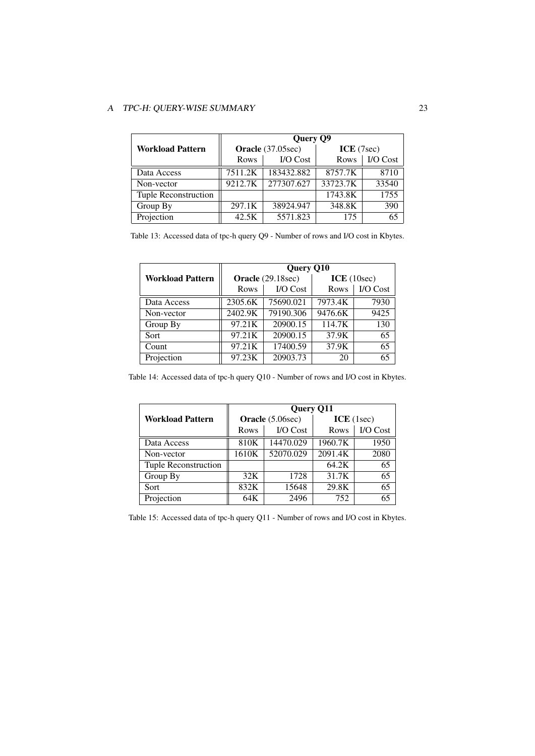| Workload Pattern | Query Q9 | | | |
|---|---|---|---|---|
| | **Oracle** (37.05sec) | | **ICE** (7sec) | |
| | Rows | I/O Cost | Rows | I/O Cost |
| Data Access | 7511.2K | 183432.882 | 8757.7K | 8710 |
| Non-vector | 9212.7K | 277307.627 | 33723.7K | 33540 |
| Tuple Reconstruction | | | 1743.8K | 1755 |
| Group By | 297.1K | 38924.947 | 348.8K | 390 |
| Projection | 42.5K | 5571.823 | 175 | 65 |

Table 13: Accessed data of tpc-h query Q9 - Number of rows and I/O cost in Kbytes.

| Workload Pattern | Query Q10 | | | |
|---|---|---|---|---|
| | **Oracle** (29.18sec) | | **ICE** (10sec) | |
| | Rows | I/O Cost | Rows | I/O Cost |
| Data Access | 2305.6K | 75690.021 | 7973.4K | 7930 |
| Non-vector | 2402.9K | 79190.306 | 9476.6K | 9425 |
| Group By | 97.21K | 20900.15 | 114.7K | 130 |
| Sort | 97.21K | 20900.15 | 37.9K | 65 |
| Count | 97.21K | 17400.59 | 37.9K | 65 |
| Projection | 97.23K | 20903.73 | 20 | 65 |

Table 14: Accessed data of tpc-h query Q10 - Number of rows and I/O cost in Kbytes.

| Workload Pattern | Query Q11 | | | |
|---|---|---|---|---|
| | **Oracle** (5.06sec) | | **ICE** (1sec) | |
| | Rows | I/O Cost | Rows | I/O Cost |
| Data Access | 810K | 14470.029 | 1960.7K | 1950 |
| Non-vector | 1610K | 52070.029 | 2091.4K | 2080 |
| Tuple Reconstruction | | | 64.2K | 65 |
| Group By | 32K | 1728 | 31.7K | 65 |
| Sort | 832K | 15648 | 29.8K | 65 |
| Projection | 64K | 2496 | 752 | 65 |

Table 15: Accessed data of tpc-h query Q11 - Number of rows and I/O cost in Kbytes.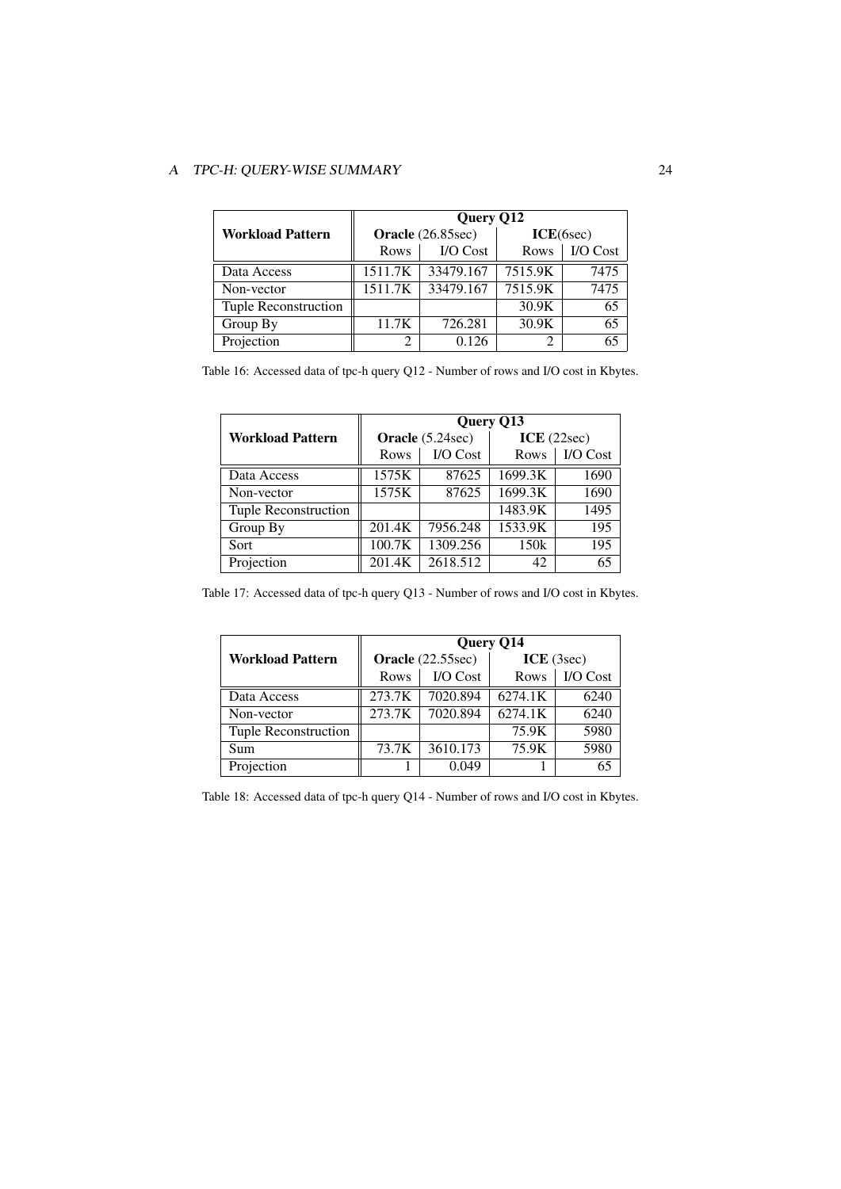| Workload Pattern | Query Q12 | | | |
|---|---|---|---|---|
| | **Oracle** (26.85sec) | | **ICE**(6sec) | |
| | Rows | I/O Cost | Rows | I/O Cost |
| Data Access | 1511.7K | 33479.167 | 7515.9K | 7475 |
| Non-vector | 1511.7K | 33479.167 | 7515.9K | 7475 |
| Tuple Reconstruction | | | 30.9K | 65 |
| Group By | 11.7K | 726.281 | 30.9K | 65 |
| Projection | 2 | 0.126 | 2 | 65 |

Table 16: Accessed data of tpc-h query Q12 - Number of rows and I/O cost in Kbytes.

| Workload Pattern | Query Q13 | | | |
|---|---|---|---|---|
| | **Oracle** (5.24sec) | | **ICE** (22sec) | |
| | Rows | I/O Cost | Rows | I/O Cost |
| Data Access | 1575K | 87625 | 1699.3K | 1690 |
| Non-vector | 1575K | 87625 | 1699.3K | 1690 |
| Tuple Reconstruction | | | 1483.9K | 1495 |
| Group By | 201.4K | 7956.248 | 1533.9K | 195 |
| Sort | 100.7K | 1309.256 | 150k | 195 |
| Projection | 201.4K | 2618.512 | 42 | 65 |

Table 17: Accessed data of tpc-h query Q13 - Number of rows and I/O cost in Kbytes.

| Workload Pattern | Query Q14 | | | |
|---|---|---|---|---|
| | **Oracle** (22.55sec) | | **ICE** (3sec) | |
| | Rows | I/O Cost | Rows | I/O Cost |
| Data Access | 273.7K | 7020.894 | 6274.1K | 6240 |
| Non-vector | 273.7K | 7020.894 | 6274.1K | 6240 |
| Tuple Reconstruction | | | 75.9K | 5980 |
| Sum | 73.7K | 3610.173 | 75.9K | 5980 |
| Projection | 1 | 0.049 | 1 | 65 |

Table 18: Accessed data of tpc-h query Q14 - Number of rows and I/O cost in Kbytes.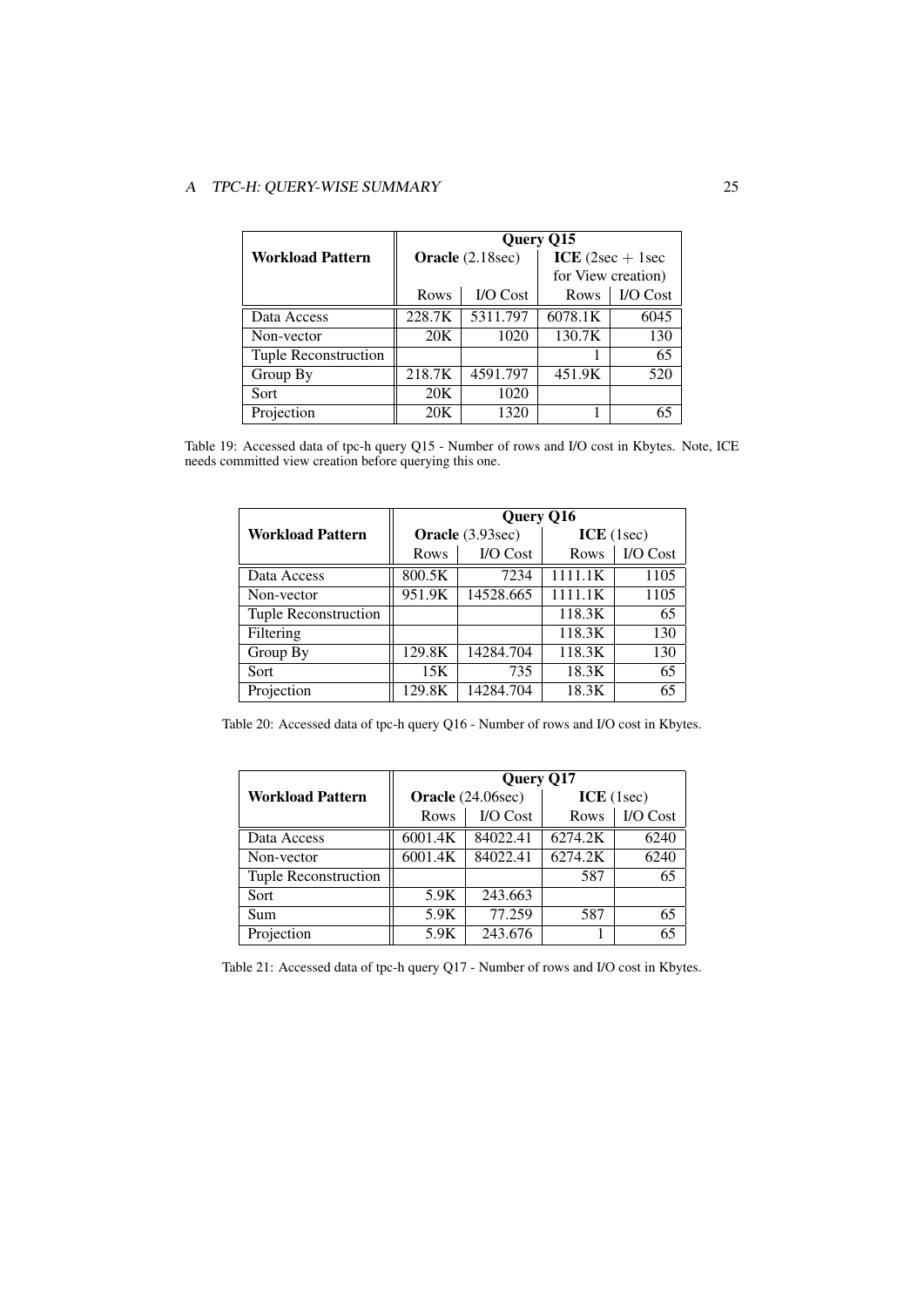| Workload Pattern | Query Q15 | | | |
|---|---|---|---|---|
| | **Oracle** (2.18sec) | | **ICE** (2sec + 1sec for View creation) | |
| | Rows | I/O Cost | Rows | I/O Cost |
| Data Access | 228.7K | 5311.797 | 6078.1K | 6045 |
| Non-vector | 20K | 1020 | 130.7K | 130 |
| Tuple Reconstruction | | | 1 | 65 |
| Group By | 218.7K | 4591.797 | 451.9K | 520 |
| Sort | 20K | 1020 | | |
| Projection | 20K | 1320 | 1 | 65 |

Table 19: Accessed data of tpc-h query Q15 - Number of rows and I/O cost in Kbytes. Note, ICE needs committed view creation before querying this one.

| Workload Pattern | Query Q16 | | | |
|---|---|---|---|---|
| | **Oracle** (3.93sec) | | **ICE** (1sec) | |
| | Rows | I/O Cost | Rows | I/O Cost |
| Data Access | 800.5K | 7234 | 1111.1K | 1105 |
| Non-vector | 951.9K | 14528.665 | 1111.1K | 1105 |
| Tuple Reconstruction | | | 118.3K | 65 |
| Filtering | | | 118.3K | 130 |
| Group By | 129.8K | 14284.704 | 118.3K | 130 |
| Sort | 15K | 735 | 18.3K | 65 |
| Projection | 129.8K | 14284.704 | 18.3K | 65 |

Table 20: Accessed data of tpc-h query Q16 - Number of rows and I/O cost in Kbytes.

| Workload Pattern | Query Q17 | | | |
|---|---|---|---|---|
| | **Oracle** (24.06sec) | | **ICE** (1sec) | |
| | Rows | I/O Cost | Rows | I/O Cost |
| Data Access | 6001.4K | 84022.41 | 6274.2K | 6240 |
| Non-vector | 6001.4K | 84022.41 | 6274.2K | 6240 |
| Tuple Reconstruction | | | 587 | 65 |
| Sort | 5.9K | 243.663 | | |
| Sum | 5.9K | 77.259 | 587 | 65 |
| Projection | 5.9K | 243.676 | 1 | 65 |

Table 21: Accessed data of tpc-h query Q17 - Number of rows and I/O cost in Kbytes.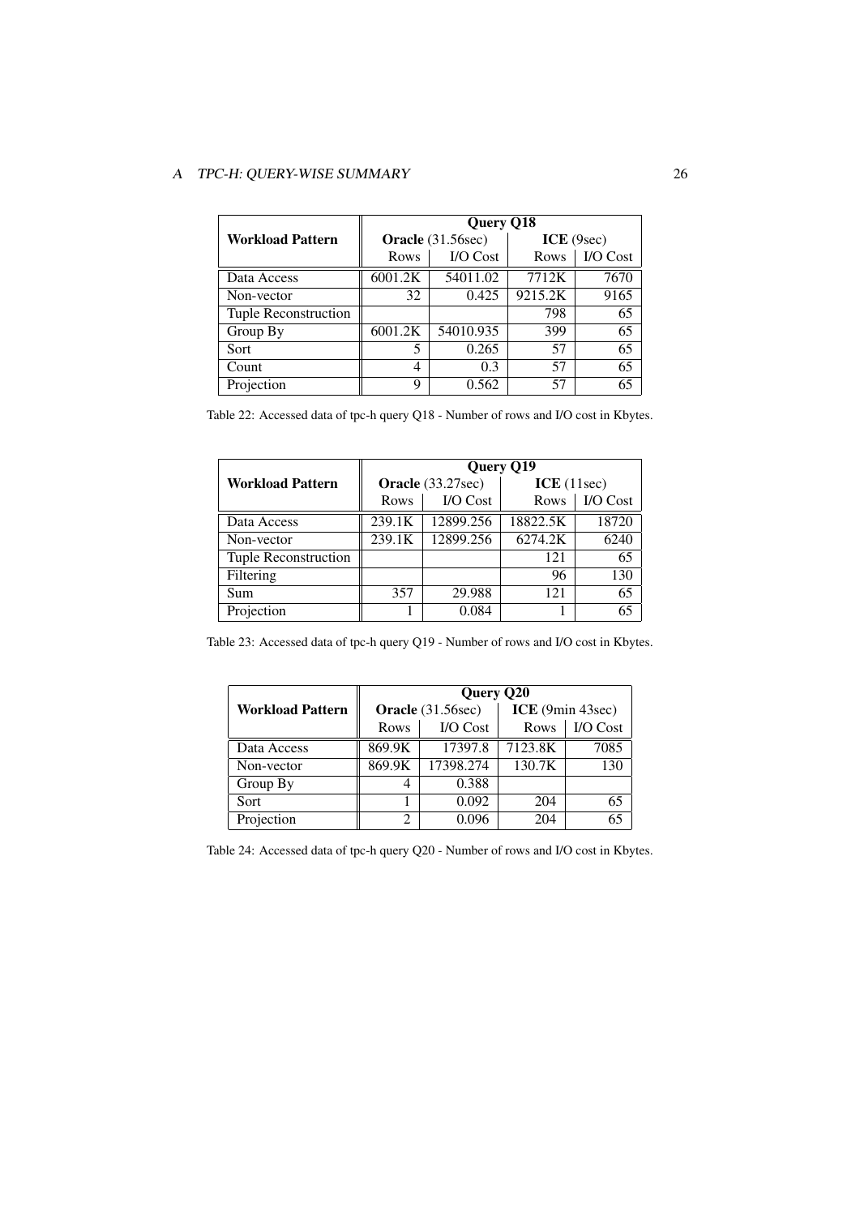| Workload Pattern | Query Q18 | | | |
|---|---|---|---|---|
| | **Oracle** (31.56sec) | | **ICE** (9sec) | |
| | Rows | I/O Cost | Rows | I/O Cost |
| Data Access | 6001.2K | 54011.02 | 7712K | 7670 |
| Non-vector | 32 | 0.425 | 9215.2K | 9165 |
| Tuple Reconstruction | | | 798 | 65 |
| Group By | 6001.2K | 54010.935 | 399 | 65 |
| Sort | 5 | 0.265 | 57 | 65 |
| Count | 4 | 0.3 | 57 | 65 |
| Projection | 9 | 0.562 | 57 | 65 |

Table 22: Accessed data of tpc-h query Q18 - Number of rows and I/O cost in Kbytes.

| Workload Pattern | Query Q19 | | | |
|---|---|---|---|---|
| | **Oracle** (33.27sec) | | **ICE** (11sec) | |
| | Rows | I/O Cost | Rows | I/O Cost |
| Data Access | 239.1K | 12899.256 | 18822.5K | 18720 |
| Non-vector | 239.1K | 12899.256 | 6274.2K | 6240 |
| Tuple Reconstruction | | | 121 | 65 |
| Filtering | | | 96 | 130 |
| Sum | 357 | 29.988 | 121 | 65 |
| Projection | 1 | 0.084 | 1 | 65 |

Table 23: Accessed data of tpc-h query Q19 - Number of rows and I/O cost in Kbytes.

| Workload Pattern | Query Q20 | | | |
|---|---|---|---|---|
| | **Oracle** (31.56sec) | | **ICE** (9min 43sec) | |
| | Rows | I/O Cost | Rows | I/O Cost |
| Data Access | 869.9K | 17397.8 | 7123.8K | 7085 |
| Non-vector | 869.9K | 17398.274 | 130.7K | 130 |
| Group By | 4 | 0.388 | | |
| Sort | 1 | 0.092 | 204 | 65 |
| Projection | 2 | 0.096 | 204 | 65 |

Table 24: Accessed data of tpc-h query Q20 - Number of rows and I/O cost in Kbytes.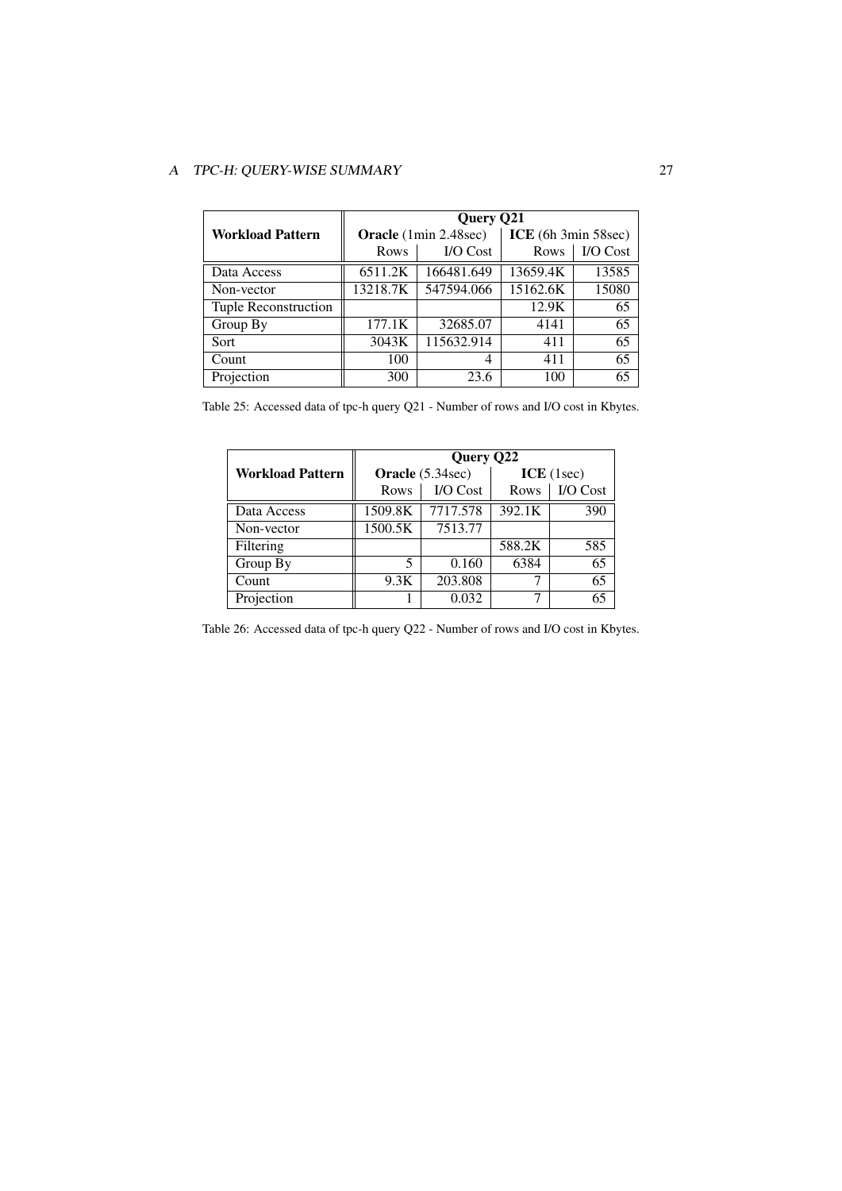| Workload Pattern | Query Q21 | | | |
|---|---|---|---|---|
| | **Oracle** (1min 2.48sec) | | **ICE** (6h 3min 58sec) | |
| | Rows | I/O Cost | Rows | I/O Cost |
| Data Access | 6511.2K | 166481.649 | 13659.4K | 13585 |
| Non-vector | 13218.7K | 547594.066 | 15162.6K | 15080 |
| Tuple Reconstruction | | | 12.9K | 65 |
| Group By | 177.1K | 32685.07 | 4141 | 65 |
| Sort | 3043K | 115632.914 | 411 | 65 |
| Count | 100 | 4 | 411 | 65 |
| Projection | 300 | 23.6 | 100 | 65 |

Table 25: Accessed data of tpc-h query Q21 - Number of rows and I/O cost in Kbytes.

| Workload Pattern | Query Q22 | | | |
|---|---|---|---|---|
| | **Oracle** (5.34sec) | | **ICE** (1sec) | |
| | Rows | I/O Cost | Rows | I/O Cost |
| Data Access | 1509.8K | 7717.578 | 392.1K | 390 |
| Non-vector | 1500.5K | 7513.77 | | |
| Filtering | | | 588.2K | 585 |
| Group By | 5 | 0.160 | 6384 | 65 |
| Count | 9.3K | 203.808 | 7 | 65 |
| Projection | 1 | 0.032 | 7 | 65 |

Table 26: Accessed data of tpc-h query Q22 - Number of rows and I/O cost in Kbytes.